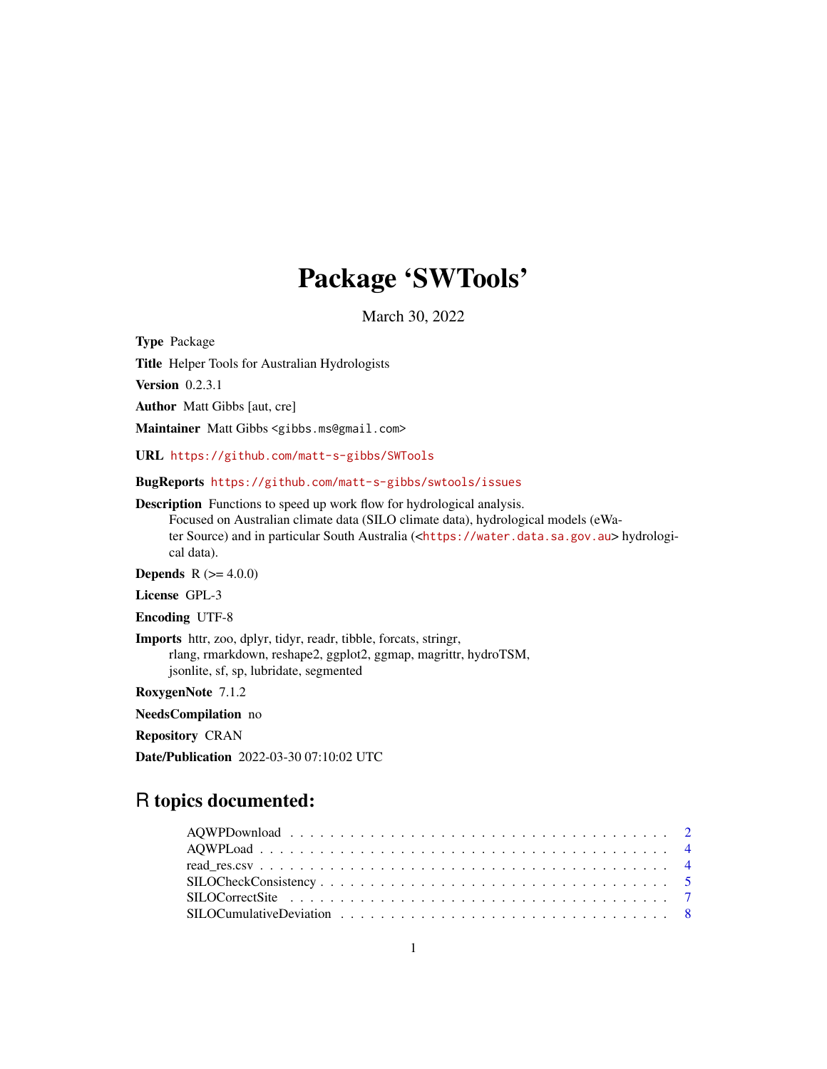# Package 'SWTools'

March 30, 2022

**Type** Package

**Title** Helper Tools for Australian Hydrologists

**Version** 0.2.3.1

**Author** Matt Gibbs [aut, cre]

**Maintainer** Matt Gibbs <gibbs.ms@gmail.com>

**URL** https://github.com/matt-s-gibbs/SWTools

**BugReports** https://github.com/matt-s-gibbs/swtools/issues

**Description** Functions to speed up work flow for hydrological analysis. Focused on Australian climate data (SILO climate data), hydrological models (eWater Source) and in particular South Australia (<https://water.data.sa.gov.au> hydrological data).

**Depends** R (>= 4.0.0)

**License** GPL-3

**Encoding** UTF-8

**Imports** httr, zoo, dplyr, tidyr, readr, tibble, forcats, stringr, rlang, rmarkdown, reshape2, ggplot2, ggmap, magrittr, hydroTSM, jsonlite, sf, sp, lubridate, segmented

**RoxygenNote** 7.1.2

**NeedsCompilation** no

**Repository** CRAN

**Date/Publication** 2022-03-30 07:10:02 UTC

## R topics documented:

AQWPDownload . . . . . . . . . . . . . . . . . . . . . . . . . . . . . . . . . . . 2
AQWPLoad . . . . . . . . . . . . . . . . . . . . . . . . . . . . . . . . . . . . . 4
read_res.csv . . . . . . . . . . . . . . . . . . . . . . . . . . . . . . . . . . . . 4
SILOCheckConsistency . . . . . . . . . . . . . . . . . . . . . . . . . . . . . . . 5
SILOCorrectSite . . . . . . . . . . . . . . . . . . . . . . . . . . . . . . . . . . 7
SILOCumulativeDeviation . . . . . . . . . . . . . . . . . . . . . . . . . . . . . 8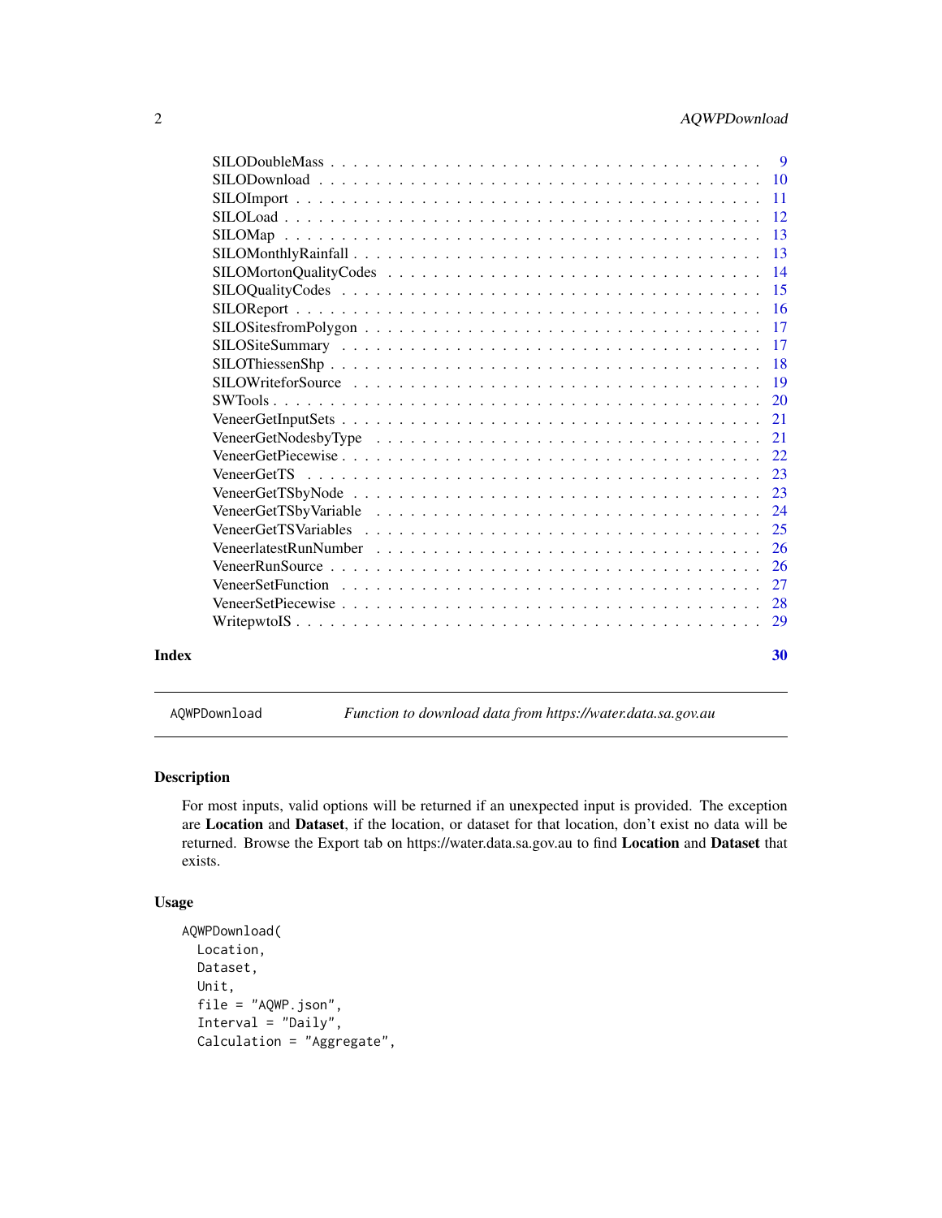SILODoubleMass . . . . . . . . . . . . . . . . . . . . . . . . . . . . . . . . . 9
SILODownload . . . . . . . . . . . . . . . . . . . . . . . . . . . . . . . . . 10
SILOImport . . . . . . . . . . . . . . . . . . . . . . . . . . . . . . . . . 11
SILOLoad . . . . . . . . . . . . . . . . . . . . . . . . . . . . . . . . . 12
SILOMap . . . . . . . . . . . . . . . . . . . . . . . . . . . . . . . . . 13
SILOMonthlyRainfall . . . . . . . . . . . . . . . . . . . . . . . . . . . . . . . . . 13
SILOMortonQualityCodes . . . . . . . . . . . . . . . . . . . . . . . . . . . . . . . . . 14
SILOQualityCodes . . . . . . . . . . . . . . . . . . . . . . . . . . . . . . . . . 15
SILOReport . . . . . . . . . . . . . . . . . . . . . . . . . . . . . . . . . 16
SILOSitesfromPolygon . . . . . . . . . . . . . . . . . . . . . . . . . . . . . . . . . 17
SILOSiteSummary . . . . . . . . . . . . . . . . . . . . . . . . . . . . . . . . . 17
SILOThiessenShp . . . . . . . . . . . . . . . . . . . . . . . . . . . . . . . . . 18
SILOWriteforSource . . . . . . . . . . . . . . . . . . . . . . . . . . . . . . . . . 19
SWTools . . . . . . . . . . . . . . . . . . . . . . . . . . . . . . . . . 20
VeneerGetInputSets . . . . . . . . . . . . . . . . . . . . . . . . . . . . . . . . . 21
VeneerGetNodesbyType . . . . . . . . . . . . . . . . . . . . . . . . . . . . . . . . . 21
VeneerGetPiecewise . . . . . . . . . . . . . . . . . . . . . . . . . . . . . . . . . 22
VeneerGetTS . . . . . . . . . . . . . . . . . . . . . . . . . . . . . . . . . 23
VeneerGetTSbyNode . . . . . . . . . . . . . . . . . . . . . . . . . . . . . . . . . 23
VeneerGetTSbyVariable . . . . . . . . . . . . . . . . . . . . . . . . . . . . . . . . . 24
VeneerGetTSVariables . . . . . . . . . . . . . . . . . . . . . . . . . . . . . . . . . 25
VeneerlatestRunNumber . . . . . . . . . . . . . . . . . . . . . . . . . . . . . . . . . 26
VeneerRunSource . . . . . . . . . . . . . . . . . . . . . . . . . . . . . . . . . 26
VeneerSetFunction . . . . . . . . . . . . . . . . . . . . . . . . . . . . . . . . . 27
VeneerSetPiecewise . . . . . . . . . . . . . . . . . . . . . . . . . . . . . . . . . 28
WritepwtoIS . . . . . . . . . . . . . . . . . . . . . . . . . . . . . . . . . 29

**Index** **30**

---

`AQWPDownload` *Function to download data from https://water.data.sa.gov.au*

---

## Description

For most inputs, valid options will be returned if an unexpected input is provided. The exception are **Location** and **Dataset**, if the location, or dataset for that location, don't exist no data will be returned. Browse the Export tab on https://water.data.sa.gov.au to find **Location** and **Dataset** that exists.

## Usage

```
AQWPDownload(
  Location,
  Dataset,
  Unit,
  file = "AQWP.json",
  Interval = "Daily",
  Calculation = "Aggregate",
```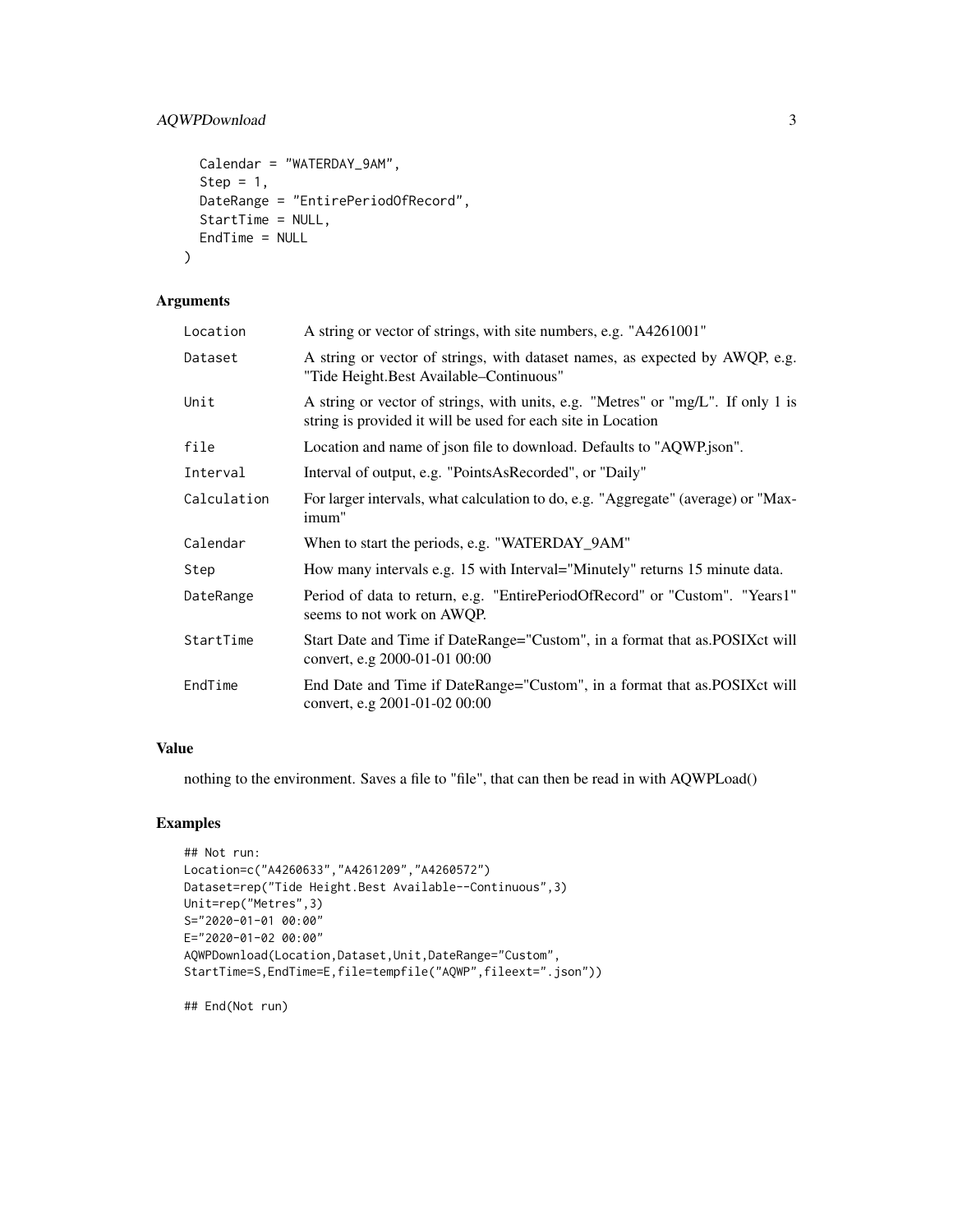```
  Calendar = "WATERDAY_9AM",
  Step = 1,
  DateRange = "EntirePeriodOfRecord",
  StartTime = NULL,
  EndTime = NULL
)
```

## Arguments

| | |
|---|---|
| `Location` | A string or vector of strings, with site numbers, e.g. "A4261001" |
| `Dataset` | A string or vector of strings, with dataset names, as expected by AWQP, e.g. "Tide Height.Best Available–Continuous" |
| `Unit` | A string or vector of strings, with units, e.g. "Metres" or "mg/L". If only 1 is string is provided it will be used for each site in Location |
| `file` | Location and name of json file to download. Defaults to "AQWP.json". |
| `Interval` | Interval of output, e.g. "PointsAsRecorded", or "Daily" |
| `Calculation` | For larger intervals, what calculation to do, e.g. "Aggregate" (average) or "Maximum" |
| `Calendar` | When to start the periods, e.g. "WATERDAY_9AM" |
| `Step` | How many intervals e.g. 15 with Interval="Minutely" returns 15 minute data. |
| `DateRange` | Period of data to return, e.g. "EntirePeriodOfRecord" or "Custom". "Years1" seems to not work on AWQP. |
| `StartTime` | Start Date and Time if DateRange="Custom", in a format that as.POSIXct will convert, e.g 2000-01-01 00:00 |
| `EndTime` | End Date and Time if DateRange="Custom", in a format that as.POSIXct will convert, e.g 2001-01-02 00:00 |

## Value

nothing to the environment. Saves a file to "file", that can then be read in with AQWPLoad()

## Examples

```
## Not run:
Location=c("A4260633","A4261209","A4260572")
Dataset=rep("Tide Height.Best Available--Continuous",3)
Unit=rep("Metres",3)
S="2020-01-01 00:00"
E="2020-01-02 00:00"
AQWPDownload(Location,Dataset,Unit,DateRange="Custom",
StartTime=S,EndTime=E,file=tempfile("AQWP",fileext=".json"))

## End(Not run)
```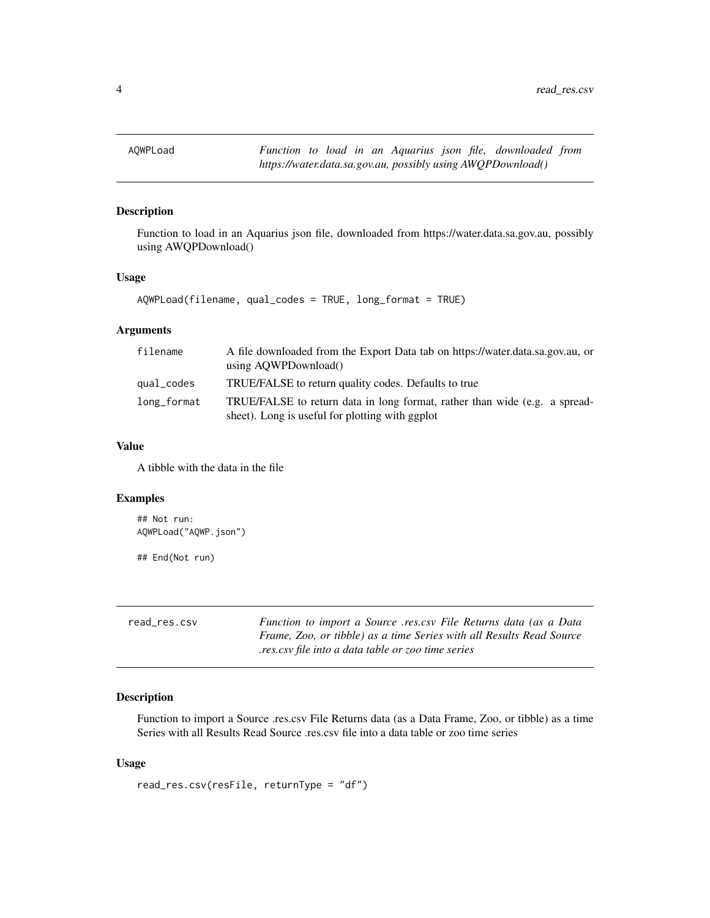## AQWPLoad

*Function to load in an Aquarius json file, downloaded from https://water.data.sa.gov.au, possibly using AWQPDownload()*

### Description

Function to load in an Aquarius json file, downloaded from https://water.data.sa.gov.au, possibly using AWQPDownload()

### Usage

```
AQWPLoad(filename, qual_codes = TRUE, long_format = TRUE)
```

### Arguments

| | |
|---|---|
| `filename` | A file downloaded from the Export Data tab on https://water.data.sa.gov.au, or using AQWPDownload() |
| `qual_codes` | TRUE/FALSE to return quality codes. Defaults to true |
| `long_format` | TRUE/FALSE to return data in long format, rather than wide (e.g. a spreadsheet). Long is useful for plotting with ggplot |

### Value

A tibble with the data in the file

### Examples

```
## Not run:
AQWPLoad("AQWP.json")

## End(Not run)
```

## read_res.csv

*Function to import a Source .res.csv File Returns data (as a Data Frame, Zoo, or tibble) as a time Series with all Results Read Source .res.csv file into a data table or zoo time series*

### Description

Function to import a Source .res.csv File Returns data (as a Data Frame, Zoo, or tibble) as a time Series with all Results Read Source .res.csv file into a data table or zoo time series

### Usage

```
read_res.csv(resFile, returnType = "df")
```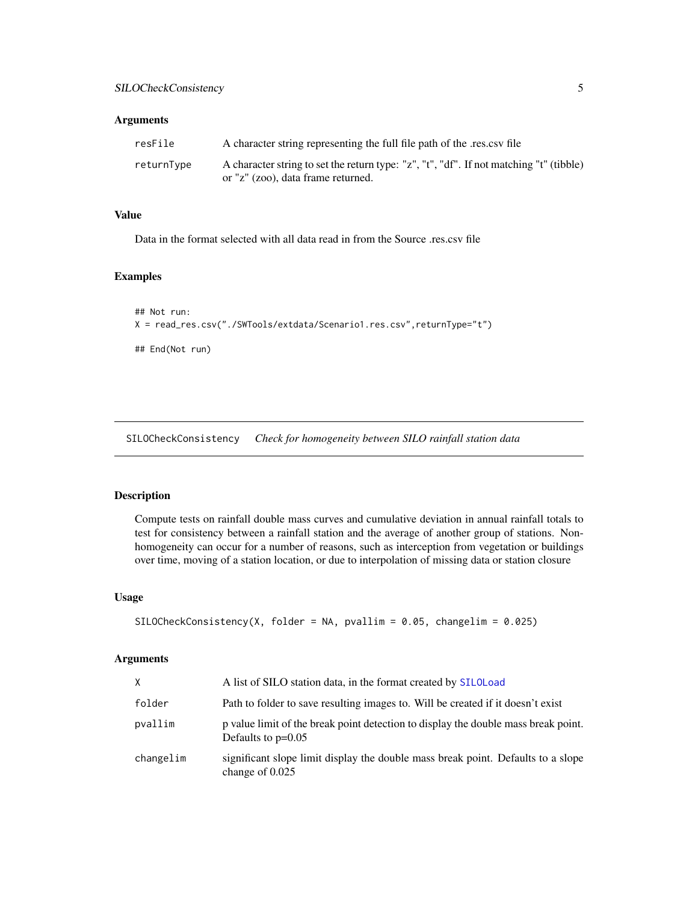### Arguments

| | |
|---|---|
| resFile | A character string representing the full file path of the .res.csv file |
| returnType | A character string to set the return type: "z", "t", "df". If not matching "t" (tibble) or "z" (zoo), data frame returned. |

### Value

Data in the format selected with all data read in from the Source .res.csv file

### Examples

```
## Not run:
X = read_res.csv("./SWTools/extdata/Scenario1.res.csv",returnType="t")

## End(Not run)
```

---

## SILOCheckConsistency *Check for homogeneity between SILO rainfall station data*

---

### Description

Compute tests on rainfall double mass curves and cumulative deviation in annual rainfall totals to test for consistency between a rainfall station and the average of another group of stations. Non-homogeneity can occur for a number of reasons, such as interception from vegetation or buildings over time, moving of a station location, or due to interpolation of missing data or station closure

### Usage

```
SILOCheckConsistency(X, folder = NA, pvallim = 0.05, changelim = 0.025)
```

### Arguments

| | |
|---|---|
| X | A list of SILO station data, in the format created by SILOLoad |
| folder | Path to folder to save resulting images to. Will be created if it doesn't exist |
| pvallim | p value limit of the break point detection to display the double mass break point. Defaults to p=0.05 |
| changelim | significant slope limit display the double mass break point. Defaults to a slope change of 0.025 |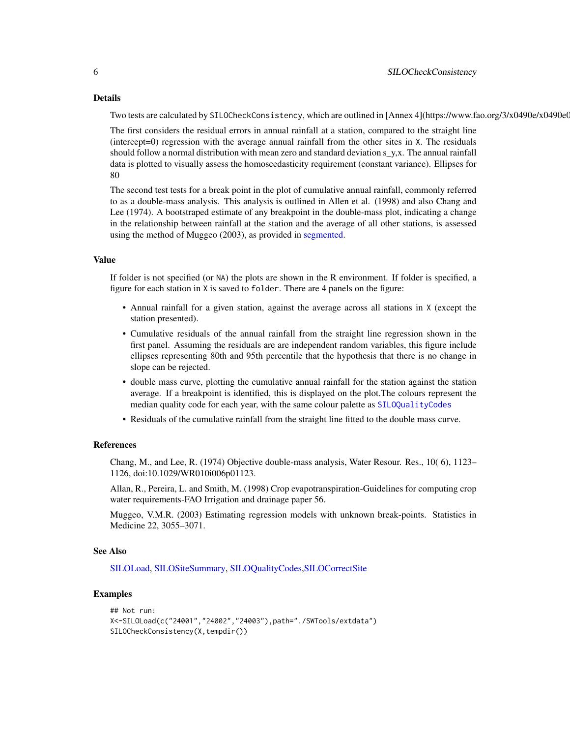### Details

Two tests are calculated by `SILOCheckConsistency`, which are outlined in [Annex 4](https://www.fao.org/3/x0490e/x0490e0

The first considers the residual errors in annual rainfall at a station, compared to the straight line (intercept=0) regression with the average annual rainfall from the other sites in `X`. The residuals should follow a normal distribution with mean zero and standard deviation s_y,x. The annual rainfall data is plotted to visually assess the homoscedasticity requirement (constant variance). Ellipses for 80

The second test tests for a break point in the plot of cumulative annual rainfall, commonly referred to as a double-mass analysis. This analysis is outlined in Allen et al. (1998) and also Chang and Lee (1974). A bootstraped estimate of any breakpoint in the double-mass plot, indicating a change in the relationship between rainfall at the station and the average of all other stations, is assessed using the method of Muggeo (2003), as provided in segmented.

### Value

If folder is not specified (or `NA`) the plots are shown in the R environment. If folder is specified, a figure for each station in `X` is saved to `folder`. There are 4 panels on the figure:

- Annual rainfall for a given station, against the average across all stations in `X` (except the station presented).
- Cumulative residuals of the annual rainfall from the straight line regression shown in the first panel. Assuming the residuals are are independent random variables, this figure include ellipses representing 80th and 95th percentile that the hypothesis that there is no change in slope can be rejected.
- double mass curve, plotting the cumulative annual rainfall for the station against the station average. If a breakpoint is identified, this is displayed on the plot.The colours represent the median quality code for each year, with the same colour palette as `SILOQualityCodes`
- Residuals of the cumulative rainfall from the straight line fitted to the double mass curve.

### References

Chang, M., and Lee, R. (1974) Objective double-mass analysis, Water Resour. Res., 10( 6), 1123–1126, doi:10.1029/WR010i006p01123.

Allan, R., Pereira, L. and Smith, M. (1998) Crop evapotranspiration-Guidelines for computing crop water requirements-FAO Irrigation and drainage paper 56.

Muggeo, V.M.R. (2003) Estimating regression models with unknown break-points. Statistics in Medicine 22, 3055–3071.

### See Also

SILOLoad, SILOSiteSummary, SILOQualityCodes,SILOCorrectSite

### Examples

```
## Not run:
X<-SILOLoad(c("24001","24002","24003"),path="./SWTools/extdata")
SILOCheckConsistency(X,tempdir())
```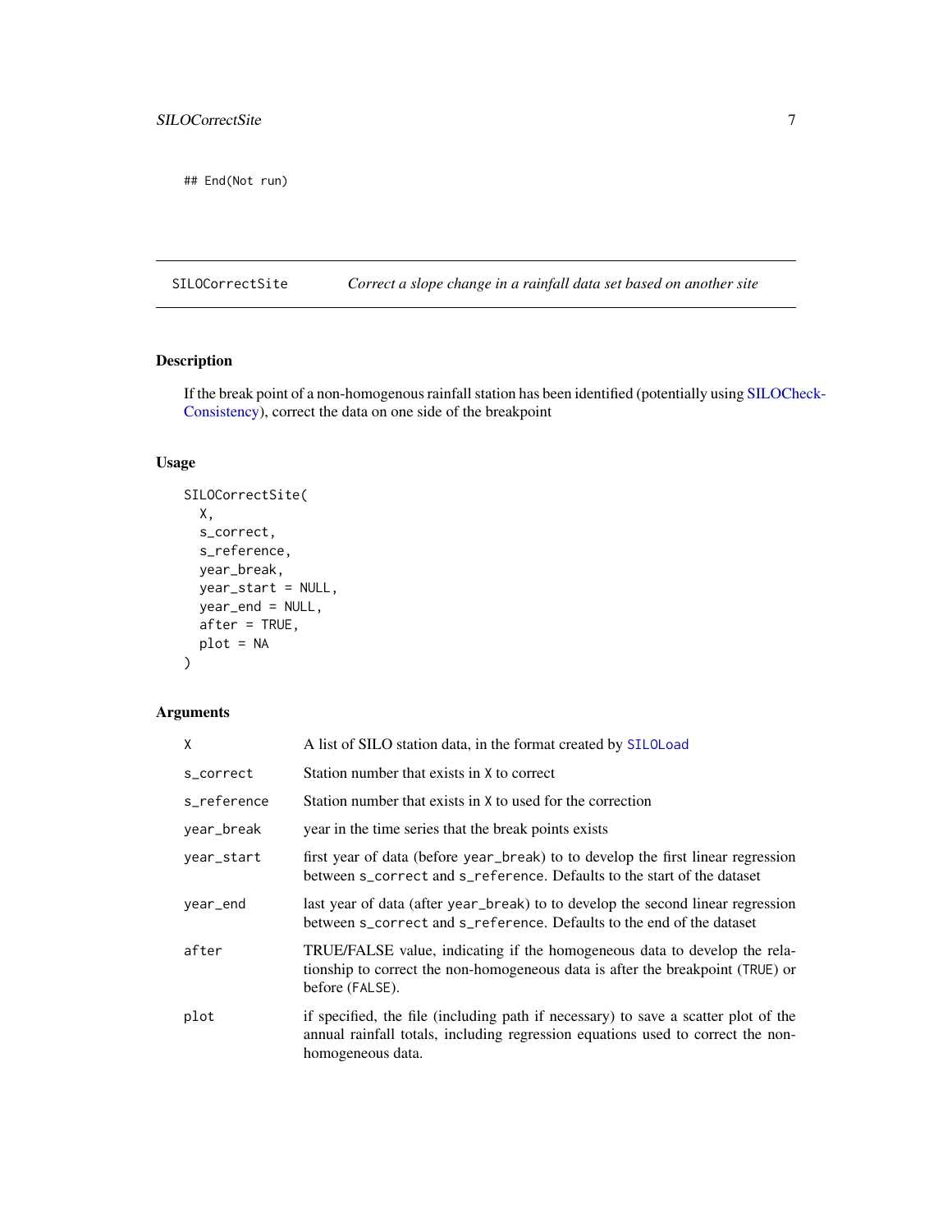```
## End(Not run)
```

## SILOCorrectSite — *Correct a slope change in a rainfall data set based on another site*

### Description

If the break point of a non-homogenous rainfall station has been identified (potentially using SILOCheckConsistency), correct the data on one side of the breakpoint

### Usage

```
SILOCorrectSite(
  X,
  s_correct,
  s_reference,
  year_break,
  year_start = NULL,
  year_end = NULL,
  after = TRUE,
  plot = NA
)
```

### Arguments

| Argument | Description |
|---|---|
| `X` | A list of SILO station data, in the format created by `SILOLoad` |
| `s_correct` | Station number that exists in `X` to correct |
| `s_reference` | Station number that exists in `X` to used for the correction |
| `year_break` | year in the time series that the break points exists |
| `year_start` | first year of data (before `year_break`) to to develop the first linear regression between `s_correct` and `s_reference`. Defaults to the start of the dataset |
| `year_end` | last year of data (after `year_break`) to to develop the second linear regression between `s_correct` and `s_reference`. Defaults to the end of the dataset |
| `after` | TRUE/FALSE value, indicating if the homogeneous data to develop the relationship to correct the non-homogeneous data is after the breakpoint (`TRUE`) or before (`FALSE`). |
| `plot` | if specified, the file (including path if necessary) to save a scatter plot of the annual rainfall totals, including regression equations used to correct the non-homogeneous data. |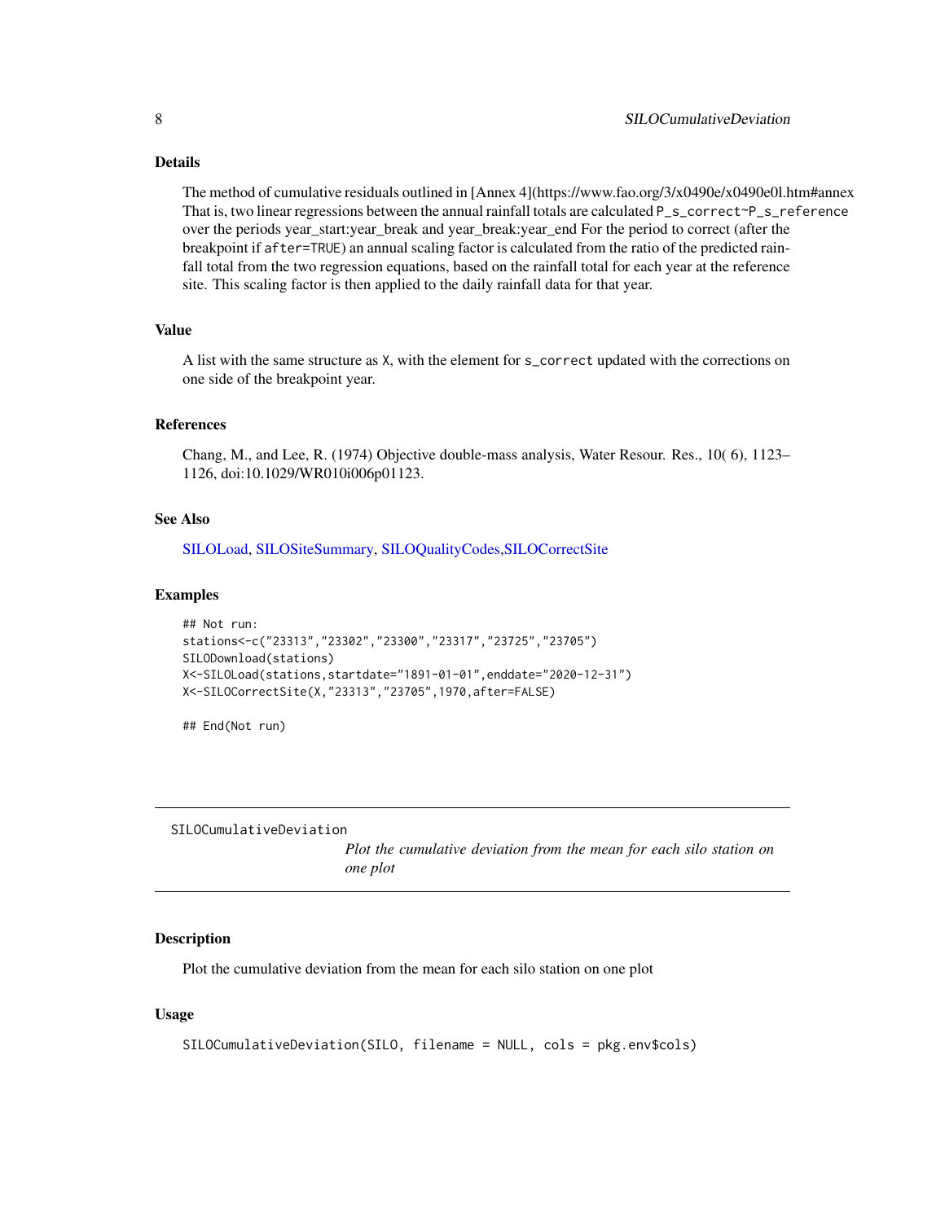### Details

The method of cumulative residuals outlined in [Annex 4](https://www.fao.org/3/x0490e/x0490e0l.htm#annex That is, two linear regressions between the annual rainfall totals are calculated `P_s_correct~P_s_reference` over the periods year_start:year_break and year_break:year_end For the period to correct (after the breakpoint if `after=TRUE`) an annual scaling factor is calculated from the ratio of the predicted rainfall total from the two regression equations, based on the rainfall total for each year at the reference site. This scaling factor is then applied to the daily rainfall data for that year.

### Value

A list with the same structure as `X`, with the element for `s_correct` updated with the corrections on one side of the breakpoint year.

### References

Chang, M., and Lee, R. (1974) Objective double-mass analysis, Water Resour. Res., 10( 6), 1123–1126, doi:10.1029/WR010i006p01123.

### See Also

SILOLoad, SILOSiteSummary, SILOQualityCodes,SILOCorrectSite

### Examples

```
## Not run:
stations<-c("23313","23302","23300","23317","23725","23705")
SILODownload(stations)
X<-SILOLoad(stations,startdate="1891-01-01",enddate="2020-12-31")
X<-SILOCorrectSite(X,"23313","23705",1970,after=FALSE)

## End(Not run)
```

---

## SILOCumulativeDeviation

*Plot the cumulative deviation from the mean for each silo station on one plot*

### Description

Plot the cumulative deviation from the mean for each silo station on one plot

### Usage

```
SILOCumulativeDeviation(SILO, filename = NULL, cols = pkg.env$cols)
```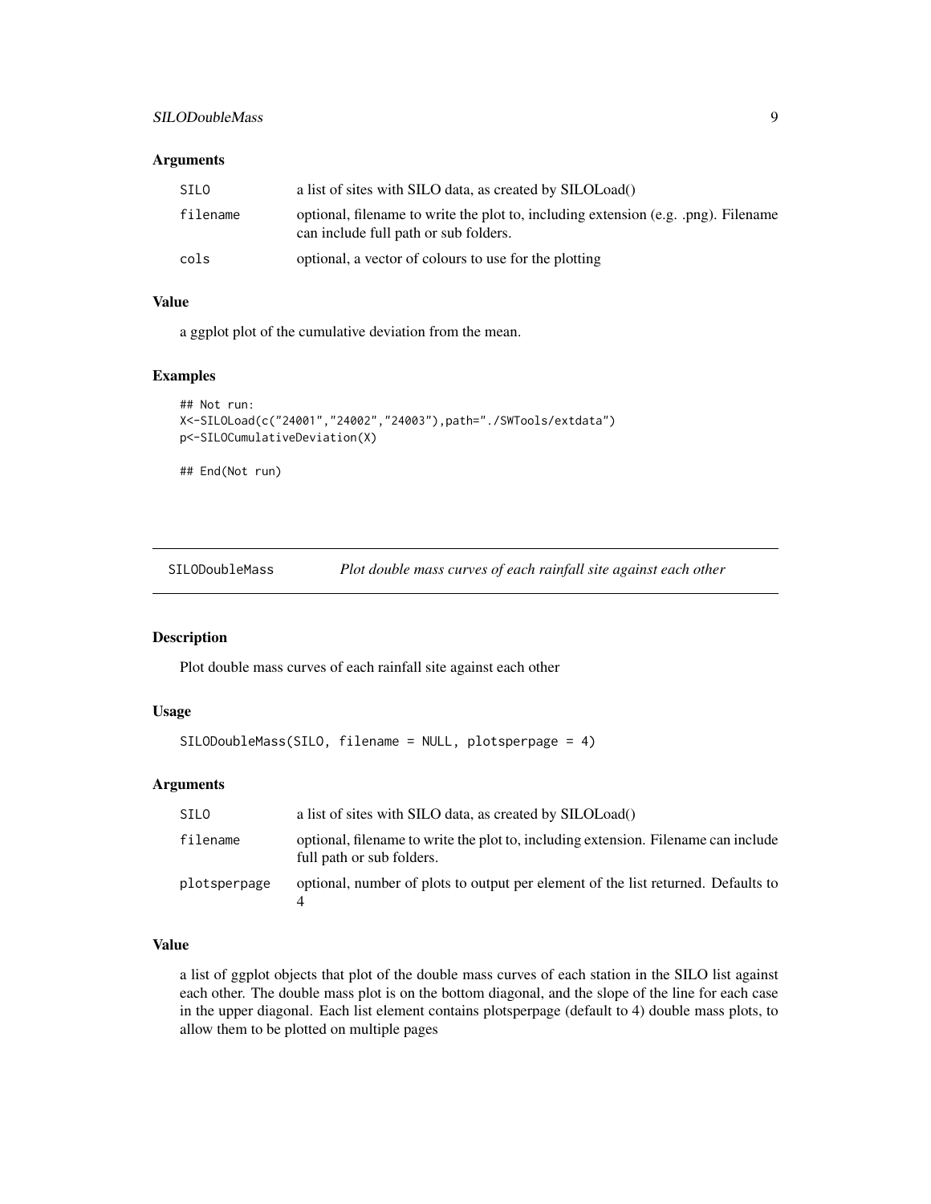### Arguments

| | |
|---|---|
| SILO | a list of sites with SILO data, as created by SILOLoad() |
| filename | optional, filename to write the plot to, including extension (e.g. .png). Filename can include full path or sub folders. |
| cols | optional, a vector of colours to use for the plotting |

### Value

a ggplot plot of the cumulative deviation from the mean.

### Examples

```
## Not run:
X<-SILOLoad(c("24001","24002","24003"),path="./SWTools/extdata")
p<-SILOCumulativeDeviation(X)

## End(Not run)
```

---

## SILODoubleMass — *Plot double mass curves of each rainfall site against each other*

---

### Description

Plot double mass curves of each rainfall site against each other

### Usage

```
SILODoubleMass(SILO, filename = NULL, plotsperpage = 4)
```

### Arguments

| | |
|---|---|
| SILO | a list of sites with SILO data, as created by SILOLoad() |
| filename | optional, filename to write the plot to, including extension. Filename can include full path or sub folders. |
| plotsperpage | optional, number of plots to output per element of the list returned. Defaults to 4 |

### Value

a list of ggplot objects that plot of the double mass curves of each station in the SILO list against each other. The double mass plot is on the bottom diagonal, and the slope of the line for each case in the upper diagonal. Each list element contains plotsperpage (default to 4) double mass plots, to allow them to be plotted on multiple pages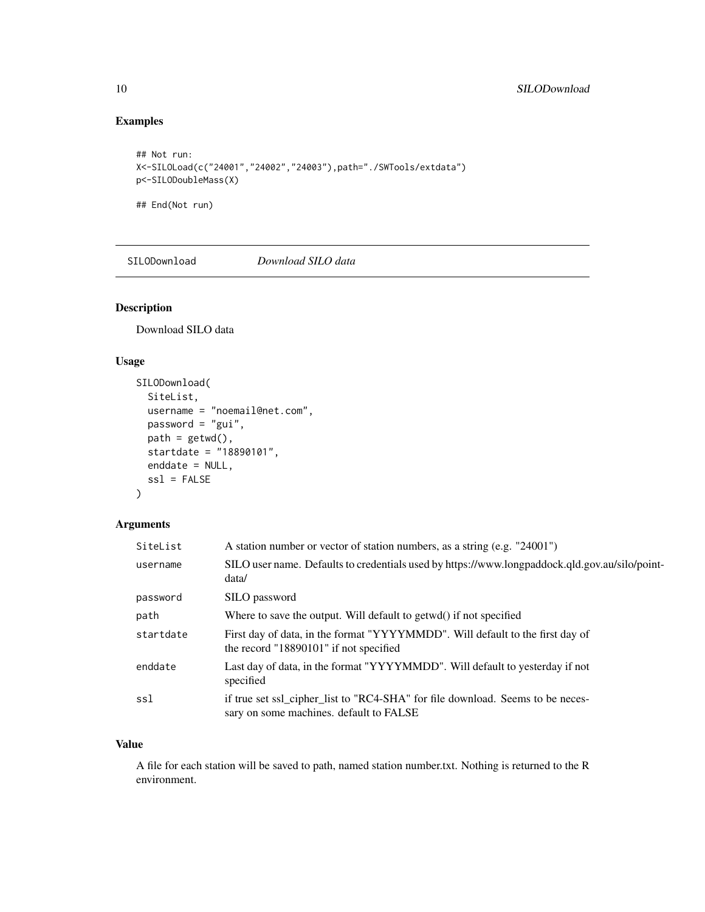## Examples

```
## Not run:
X<-SILOLoad(c("24001","24002","24003"),path="./SWTools/extdata")
p<-SILODoubleMass(X)

## End(Not run)
```

---

## SILODownload — *Download SILO data*

### Description

Download SILO data

### Usage

```
SILODownload(
  SiteList,
  username = "noemail@net.com",
  password = "gui",
  path = getwd(),
  startdate = "18890101",
  enddate = NULL,
  ssl = FALSE
)
```

### Arguments

| Argument | Description |
| --- | --- |
| SiteList | A station number or vector of station numbers, as a string (e.g. "24001") |
| username | SILO user name. Defaults to credentials used by https://www.longpaddock.qld.gov.au/silo/point-data/ |
| password | SILO password |
| path | Where to save the output. Will default to getwd() if not specified |
| startdate | First day of data, in the format "YYYYMMDD". Will default to the first day of the record "18890101" if not specified |
| enddate | Last day of data, in the format "YYYYMMDD". Will default to yesterday if not specified |
| ssl | if true set ssl_cipher_list to "RC4-SHA" for file download. Seems to be necessary on some machines. default to FALSE |

### Value

A file for each station will be saved to path, named station number.txt. Nothing is returned to the R environment.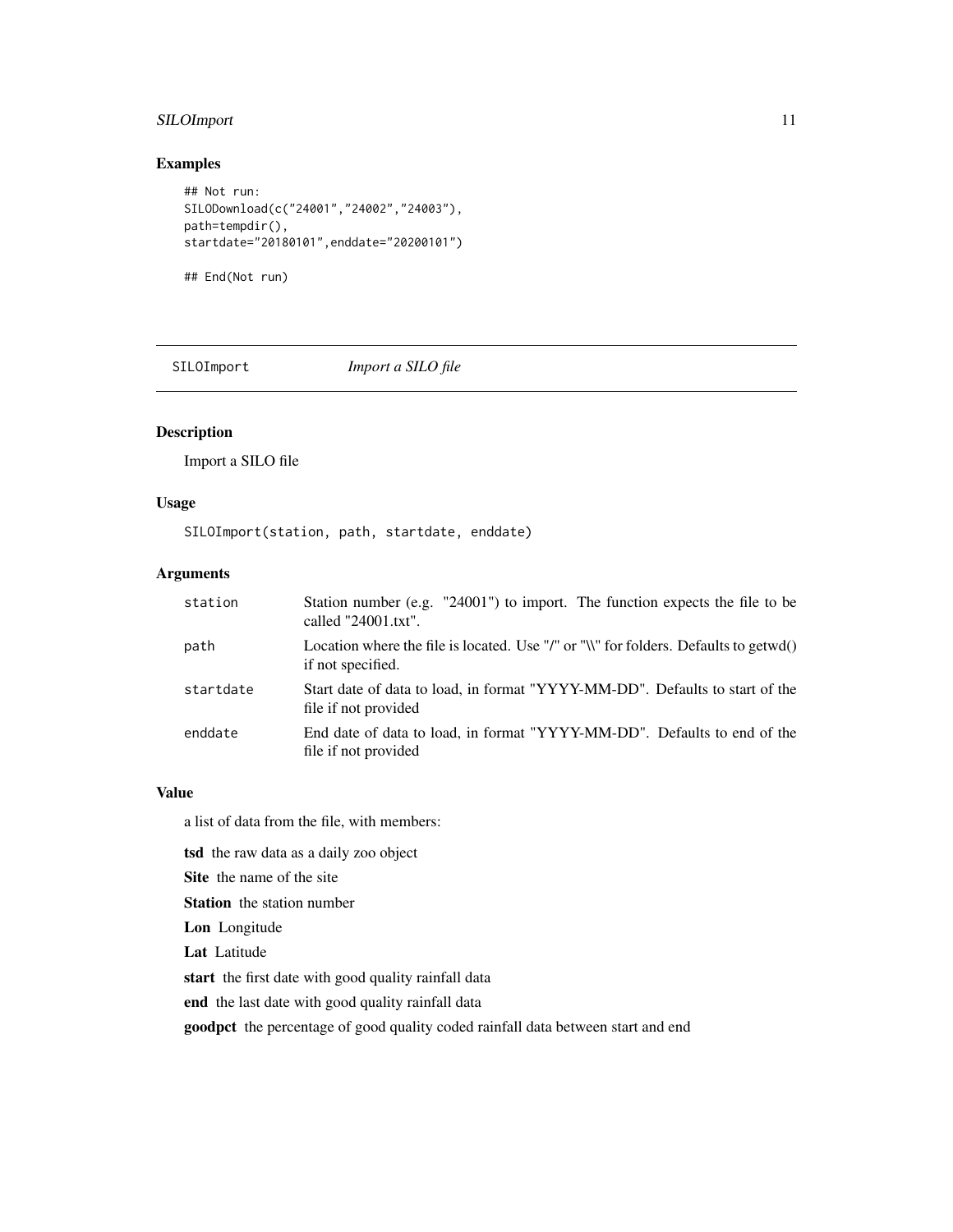## Examples

```
## Not run:
SILODownload(c("24001","24002","24003"),
path=tempdir(),
startdate="20180101",enddate="20200101")

## End(Not run)
```

---

## SILOImport — *Import a SILO file*

### Description

Import a SILO file

### Usage

```
SILOImport(station, path, startdate, enddate)
```

### Arguments

| | |
|---|---|
| station | Station number (e.g. "24001") to import. The function expects the file to be called "24001.txt". |
| path | Location where the file is located. Use "/" or "\\" for folders. Defaults to getwd() if not specified. |
| startdate | Start date of data to load, in format "YYYY-MM-DD". Defaults to start of the file if not provided |
| enddate | End date of data to load, in format "YYYY-MM-DD". Defaults to end of the file if not provided |

### Value

a list of data from the file, with members:

**tsd** the raw data as a daily zoo object

**Site** the name of the site

**Station** the station number

**Lon** Longitude

**Lat** Latitude

**start** the first date with good quality rainfall data

**end** the last date with good quality rainfall data

**goodpct** the percentage of good quality coded rainfall data between start and end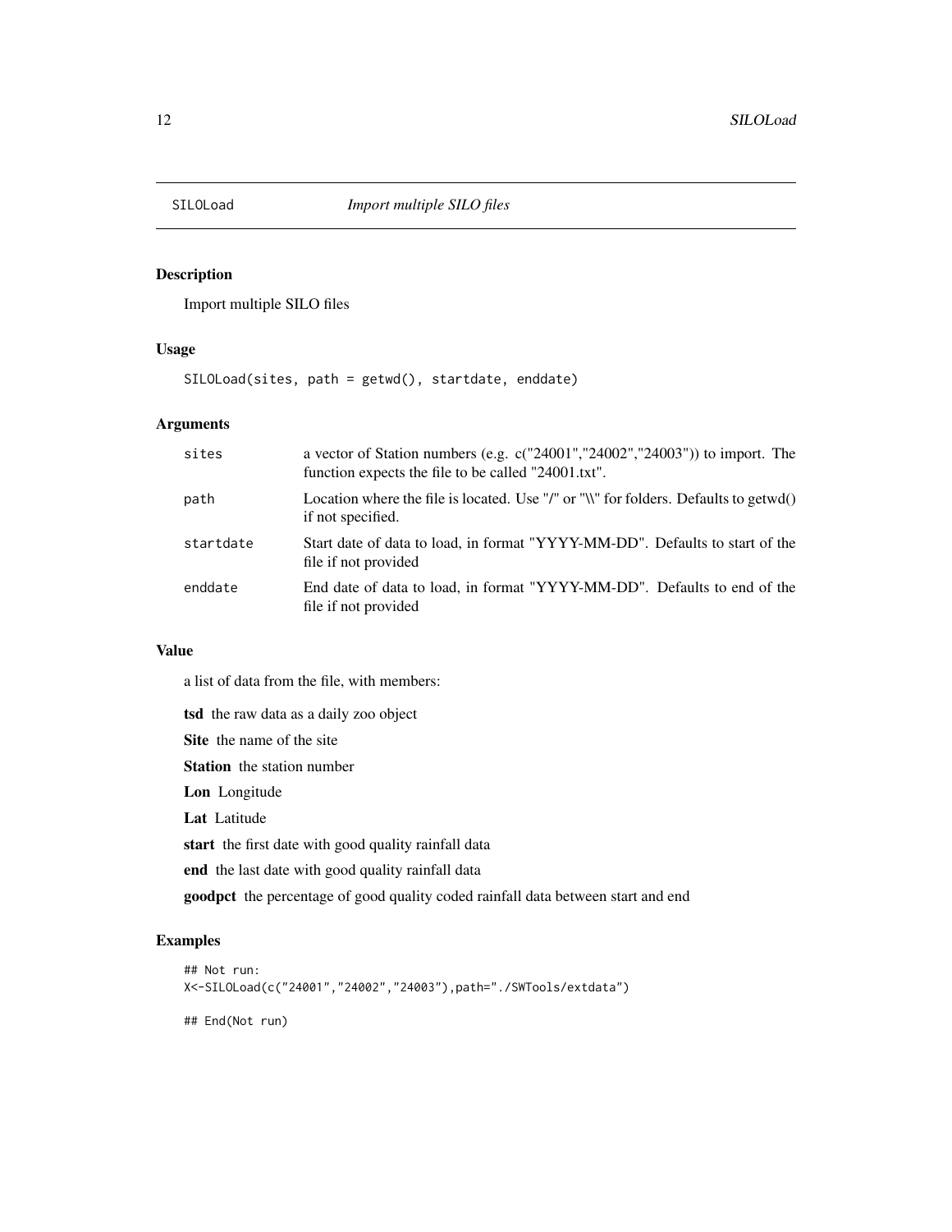# SILOLoad *Import multiple SILO files*

## Description

Import multiple SILO files

## Usage

```
SILOLoad(sites, path = getwd(), startdate, enddate)
```

## Arguments

| | |
|---|---|
| sites | a vector of Station numbers (e.g. c("24001","24002","24003")) to import. The function expects the file to be called "24001.txt". |
| path | Location where the file is located. Use "/" or "\\" for folders. Defaults to getwd() if not specified. |
| startdate | Start date of data to load, in format "YYYY-MM-DD". Defaults to start of the file if not provided |
| enddate | End date of data to load, in format "YYYY-MM-DD". Defaults to end of the file if not provided |

## Value

a list of data from the file, with members:

**tsd** the raw data as a daily zoo object

**Site** the name of the site

**Station** the station number

**Lon** Longitude

**Lat** Latitude

**start** the first date with good quality rainfall data

**end** the last date with good quality rainfall data

**goodpct** the percentage of good quality coded rainfall data between start and end

## Examples

```
## Not run:
X<-SILOLoad(c("24001","24002","24003"),path="./SWTools/extdata")

## End(Not run)
```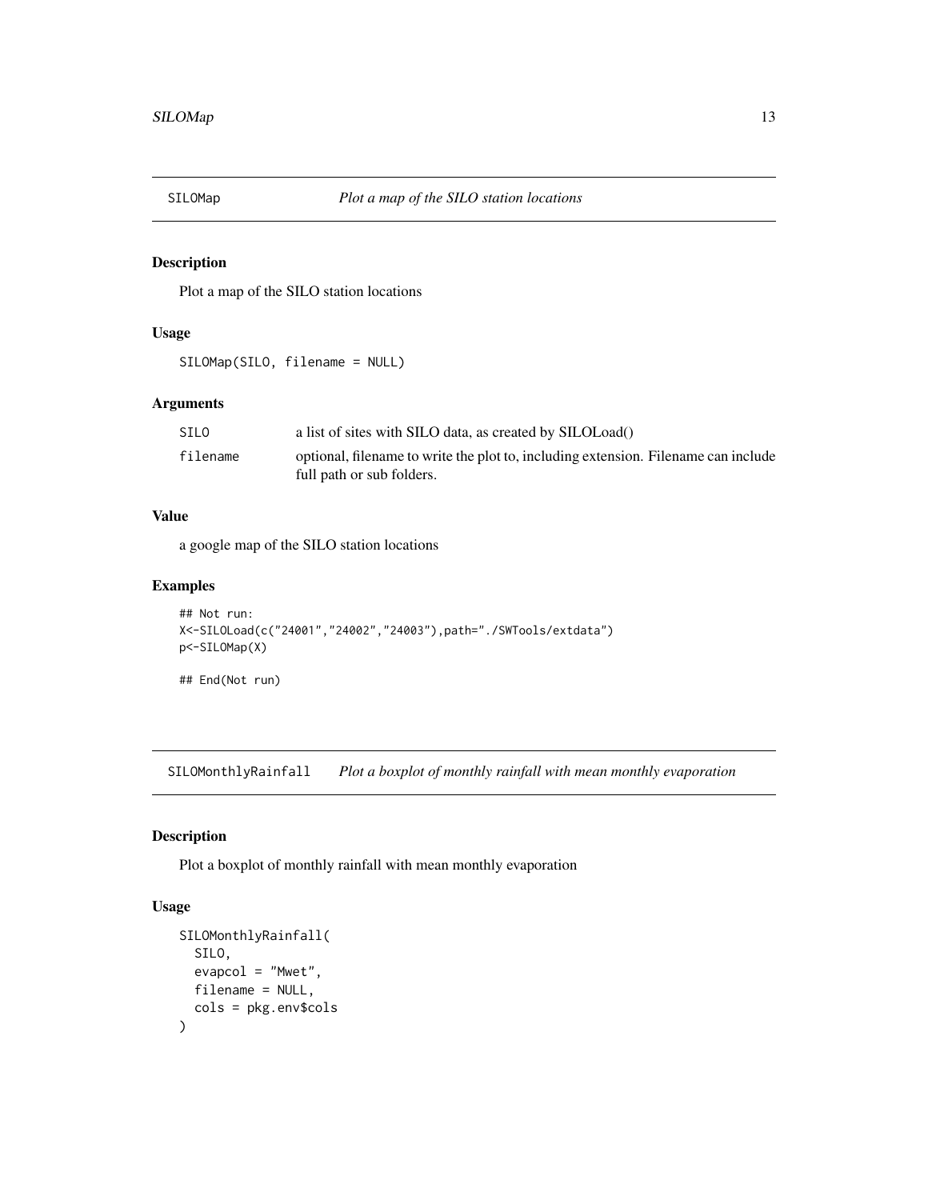## SILOMap — *Plot a map of the SILO station locations*

### Description

Plot a map of the SILO station locations

### Usage

```
SILOMap(SILO, filename = NULL)
```

### Arguments

| | |
|---|---|
| `SILO` | a list of sites with SILO data, as created by SILOLoad() |
| `filename` | optional, filename to write the plot to, including extension. Filename can include full path or sub folders. |

### Value

a google map of the SILO station locations

### Examples

```
## Not run:
X<-SILOLoad(c("24001","24002","24003"),path="./SWTools/extdata")
p<-SILOMap(X)

## End(Not run)
```

## SILOMonthlyRainfall — *Plot a boxplot of monthly rainfall with mean monthly evaporation*

### Description

Plot a boxplot of monthly rainfall with mean monthly evaporation

### Usage

```
SILOMonthlyRainfall(
  SILO,
  evapcol = "Mwet",
  filename = NULL,
  cols = pkg.env$cols
)
```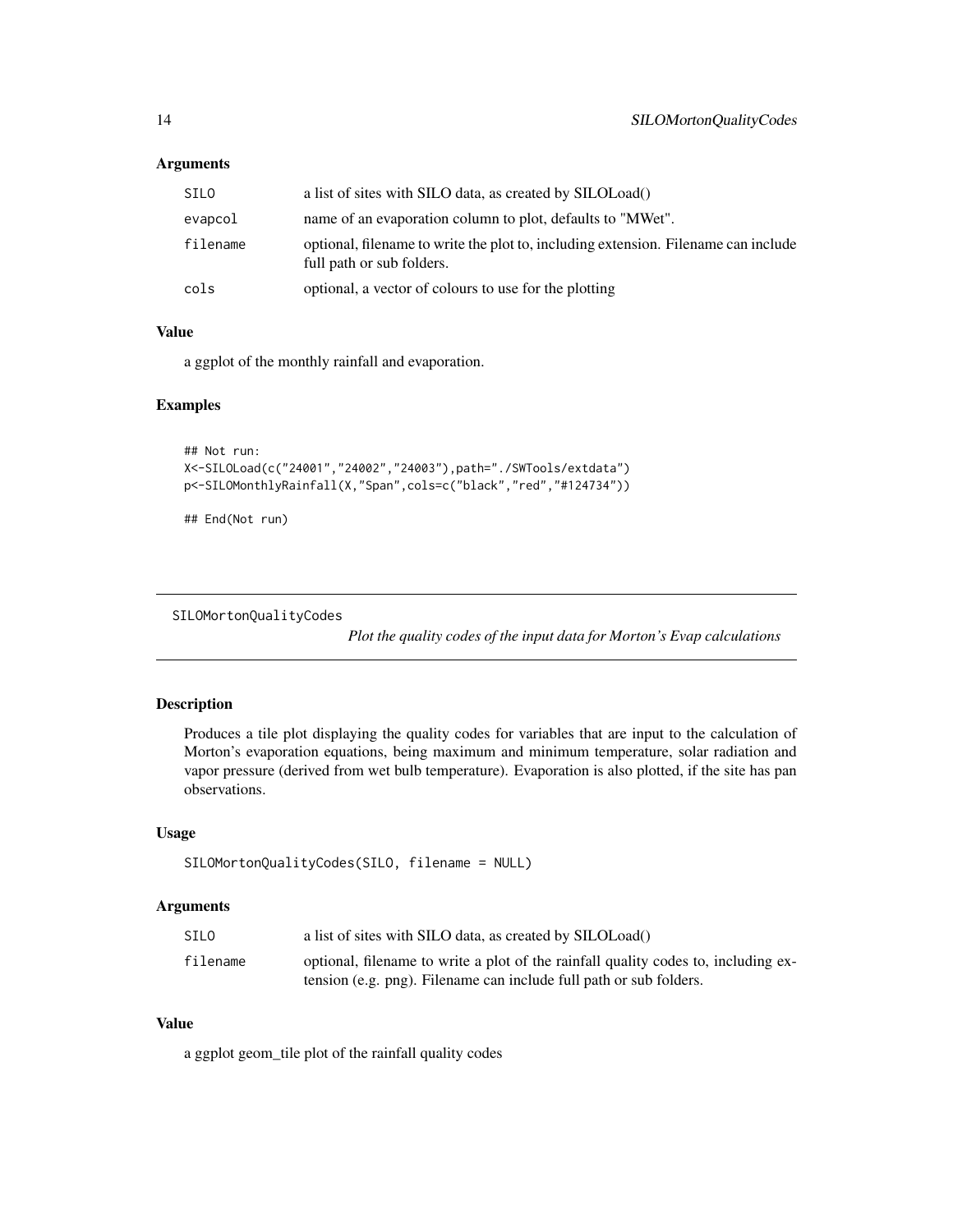### Arguments

| | |
|---|---|
| SILO | a list of sites with SILO data, as created by SILOLoad() |
| evapcol | name of an evaporation column to plot, defaults to "MWet". |
| filename | optional, filename to write the plot to, including extension. Filename can include full path or sub folders. |
| cols | optional, a vector of colours to use for the plotting |

### Value

a ggplot of the monthly rainfall and evaporation.

### Examples

```
## Not run:
X<-SILOLoad(c("24001","24002","24003"),path="./SWTools/extdata")
p<-SILOMonthlyRainfall(X,"Span",cols=c("black","red","#124734"))

## End(Not run)
```

---

## SILOMortonQualityCodes

*Plot the quality codes of the input data for Morton's Evap calculations*

### Description

Produces a tile plot displaying the quality codes for variables that are input to the calculation of Morton's evaporation equations, being maximum and minimum temperature, solar radiation and vapor pressure (derived from wet bulb temperature). Evaporation is also plotted, if the site has pan observations.

### Usage

```
SILOMortonQualityCodes(SILO, filename = NULL)
```

### Arguments

| | |
|---|---|
| SILO | a list of sites with SILO data, as created by SILOLoad() |
| filename | optional, filename to write a plot of the rainfall quality codes to, including extension (e.g. png). Filename can include full path or sub folders. |

### Value

a ggplot geom_tile plot of the rainfall quality codes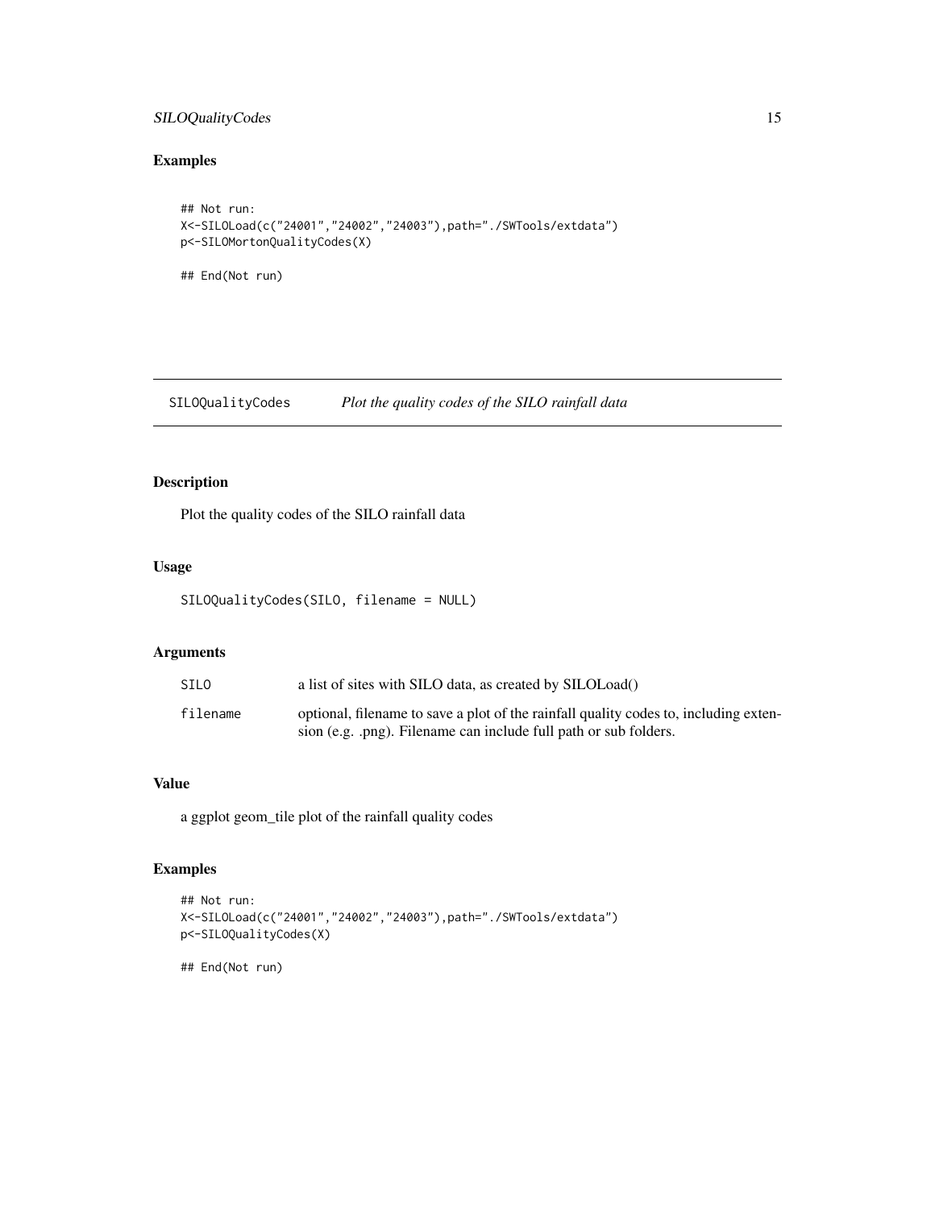## Examples

```
## Not run:
X<-SILOLoad(c("24001","24002","24003"),path="./SWTools/extdata")
p<-SILOMortonQualityCodes(X)

## End(Not run)
```

---

## SILOQualityCodes *Plot the quality codes of the SILO rainfall data*

---

### Description

Plot the quality codes of the SILO rainfall data

### Usage

```
SILOQualityCodes(SILO, filename = NULL)
```

### Arguments

| | |
|---|---|
| SILO | a list of sites with SILO data, as created by SILOLoad() |
| filename | optional, filename to save a plot of the rainfall quality codes to, including extension (e.g. .png). Filename can include full path or sub folders. |

### Value

a ggplot geom_tile plot of the rainfall quality codes

### Examples

```
## Not run:
X<-SILOLoad(c("24001","24002","24003"),path="./SWTools/extdata")
p<-SILOQualityCodes(X)

## End(Not run)
```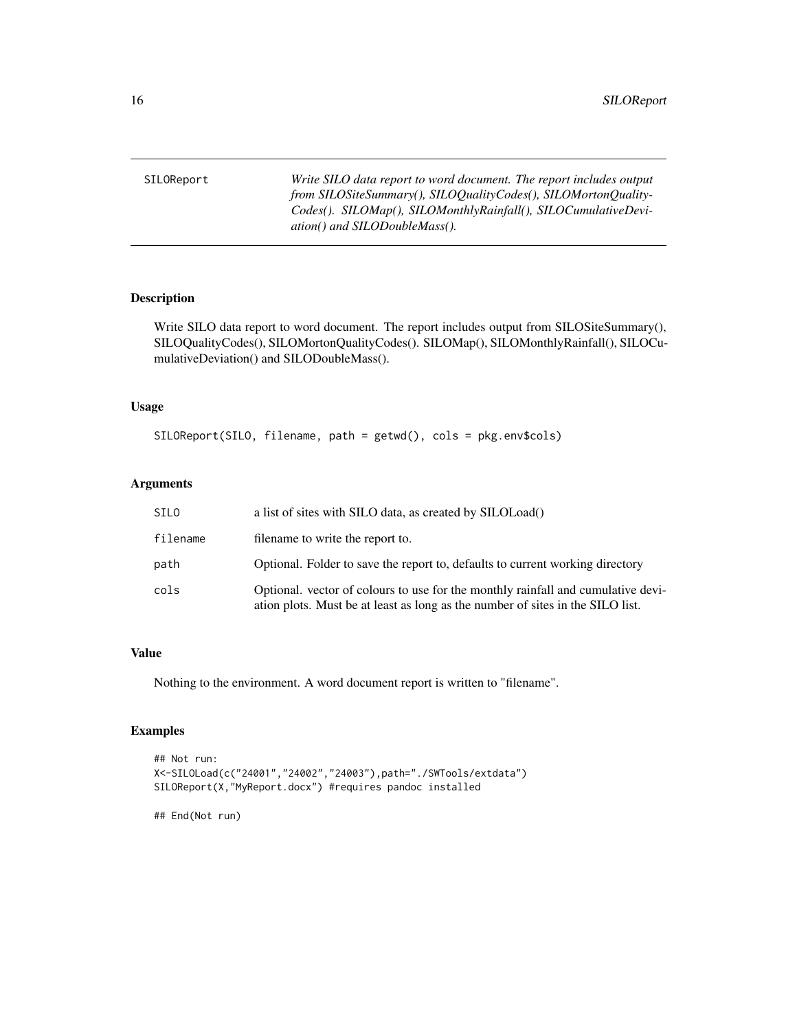SILOReport *Write SILO data report to word document. The report includes output from SILOSiteSummary(), SILOQualityCodes(), SILOMortonQualityCodes(). SILOMap(), SILOMonthlyRainfall(), SILOCumulativeDeviation() and SILODoubleMass().*

## Description

Write SILO data report to word document. The report includes output from SILOSiteSummary(), SILOQualityCodes(), SILOMortonQualityCodes(). SILOMap(), SILOMonthlyRainfall(), SILOCumulativeDeviation() and SILODoubleMass().

## Usage

```
SILOReport(SILO, filename, path = getwd(), cols = pkg.env$cols)
```

## Arguments

| | |
|---|---|
| SILO | a list of sites with SILO data, as created by SILOLoad() |
| filename | filename to write the report to. |
| path | Optional. Folder to save the report to, defaults to current working directory |
| cols | Optional. vector of colours to use for the monthly rainfall and cumulative deviation plots. Must be at least as long as the number of sites in the SILO list. |

## Value

Nothing to the environment. A word document report is written to "filename".

## Examples

```
## Not run:
X<-SILOLoad(c("24001","24002","24003"),path="./SWTools/extdata")
SILOReport(X,"MyReport.docx") #requires pandoc installed

## End(Not run)
```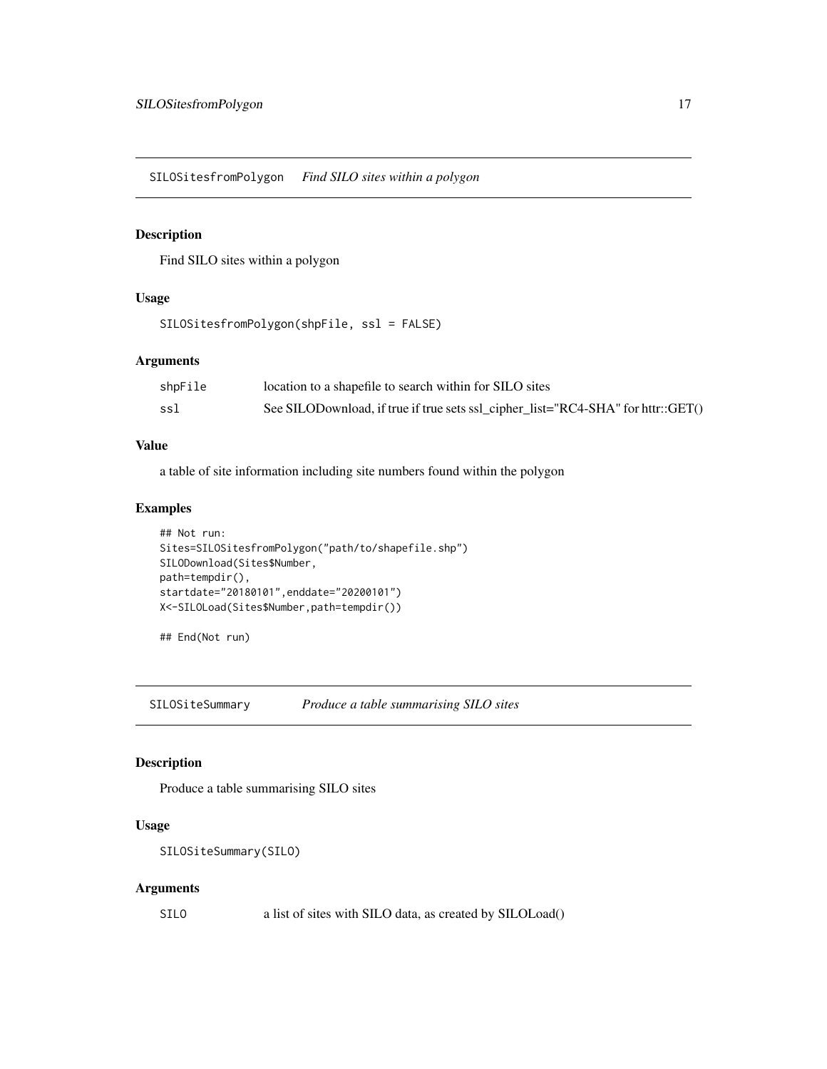## SILOSitesfromPolygon *Find SILO sites within a polygon*

### Description

Find SILO sites within a polygon

### Usage

```
SILOSitesfromPolygon(shpFile, ssl = FALSE)
```

### Arguments

| | |
|---|---|
| shpFile | location to a shapefile to search within for SILO sites |
| ssl | See SILODownload, if true if true sets ssl_cipher_list="RC4-SHA" for httr::GET() |

### Value

a table of site information including site numbers found within the polygon

### Examples

```
## Not run:
Sites=SILOSitesfromPolygon("path/to/shapefile.shp")
SILODownload(Sites$Number,
path=tempdir(),
startdate="20180101",enddate="20200101")
X<-SILOLoad(Sites$Number,path=tempdir())

## End(Not run)
```

## SILOSiteSummary *Produce a table summarising SILO sites*

### Description

Produce a table summarising SILO sites

### Usage

```
SILOSiteSummary(SILO)
```

### Arguments

| | |
|---|---|
| SILO | a list of sites with SILO data, as created by SILOLoad() |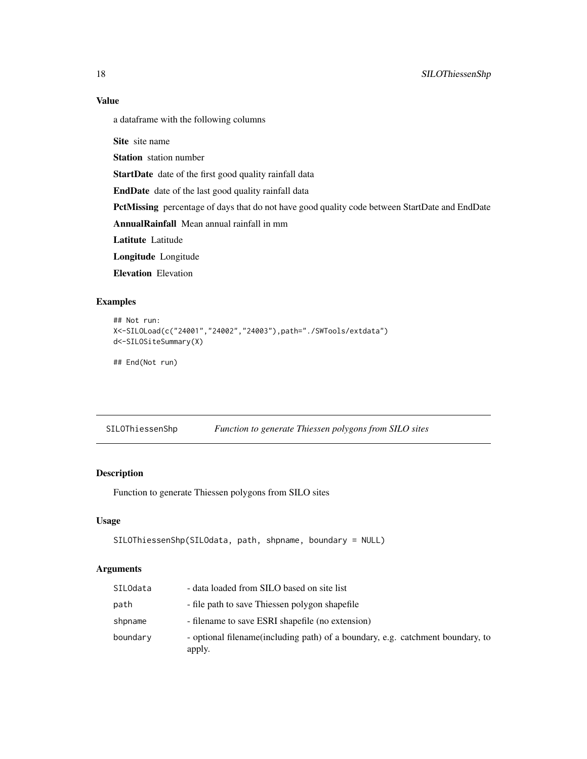### Value

a dataframe with the following columns

**Site** site name

**Station** station number

**StartDate** date of the first good quality rainfall data

**EndDate** date of the last good quality rainfall data

**PctMissing** percentage of days that do not have good quality code between StartDate and EndDate

**AnnualRainfall** Mean annual rainfall in mm

**Latitute** Latitude

**Longitude** Longitude

**Elevation** Elevation

### Examples

```
## Not run:
X<-SILOLoad(c("24001","24002","24003"),path="./SWTools/extdata")
d<-SILOSiteSummary(X)

## End(Not run)
```

---

## SILOThiessenShp *Function to generate Thiessen polygons from SILO sites*

### Description

Function to generate Thiessen polygons from SILO sites

### Usage

```
SILOThiessenShp(SILOdata, path, shpname, boundary = NULL)
```

### Arguments

| | |
|---|---|
| SILOdata | - data loaded from SILO based on site list |
| path | - file path to save Thiessen polygon shapefile |
| shpname | - filename to save ESRI shapefile (no extension) |
| boundary | - optional filename(including path) of a boundary, e.g. catchment boundary, to apply. |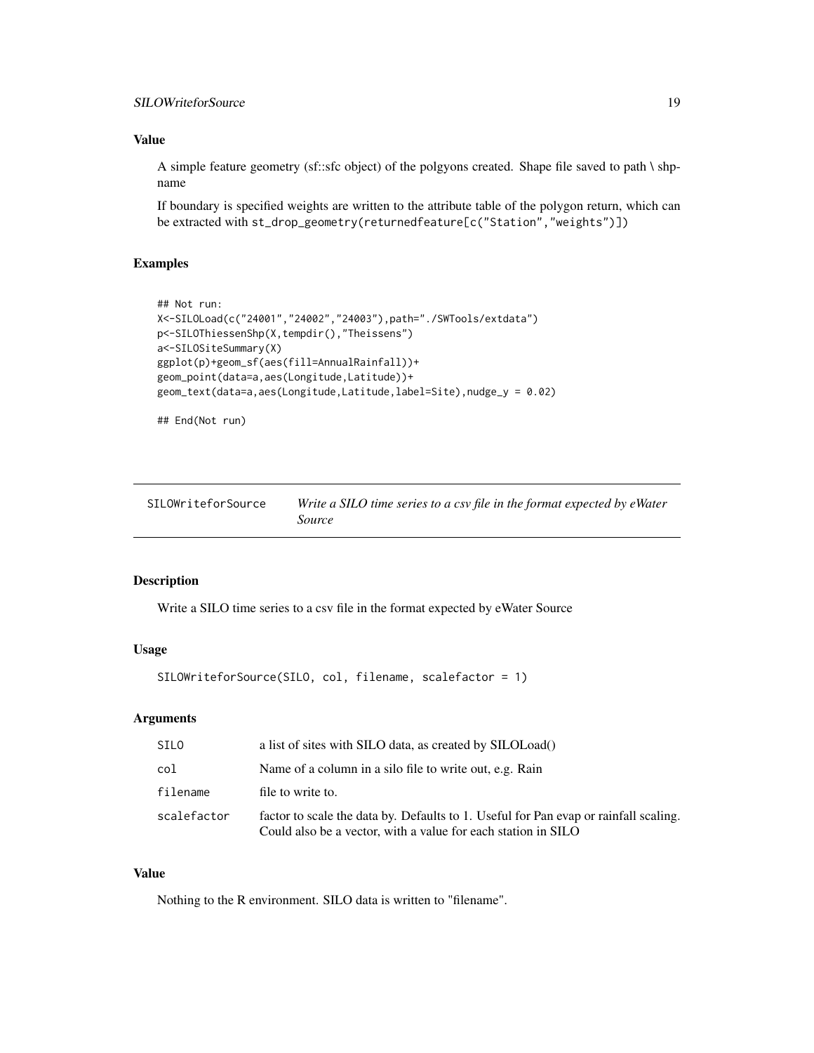### Value

A simple feature geometry (sf::sfc object) of the polgyons created. Shape file saved to path \ shpname

If boundary is specified weights are written to the attribute table of the polygon return, which can be extracted with `st_drop_geometry(returnedfeature[c("Station","weights")])`

### Examples

```
## Not run:
X<-SILOLoad(c("24001","24002","24003"),path="./SWTools/extdata")
p<-SILOThiessenShp(X,tempdir(),"Theissens")
a<-SILOSiteSummary(X)
ggplot(p)+geom_sf(aes(fill=AnnualRainfall))+
geom_point(data=a,aes(Longitude,Latitude))+
geom_text(data=a,aes(Longitude,Latitude,label=Site),nudge_y = 0.02)

## End(Not run)
```

---

## SILOWriteforSource — *Write a SILO time series to a csv file in the format expected by eWater Source*

### Description

Write a SILO time series to a csv file in the format expected by eWater Source

### Usage

```
SILOWriteforSource(SILO, col, filename, scalefactor = 1)
```

### Arguments

| | |
|---|---|
| `SILO` | a list of sites with SILO data, as created by SILOLoad() |
| `col` | Name of a column in a silo file to write out, e.g. Rain |
| `filename` | file to write to. |
| `scalefactor` | factor to scale the data by. Defaults to 1. Useful for Pan evap or rainfall scaling. Could also be a vector, with a value for each station in SILO |

### Value

Nothing to the R environment. SILO data is written to "filename".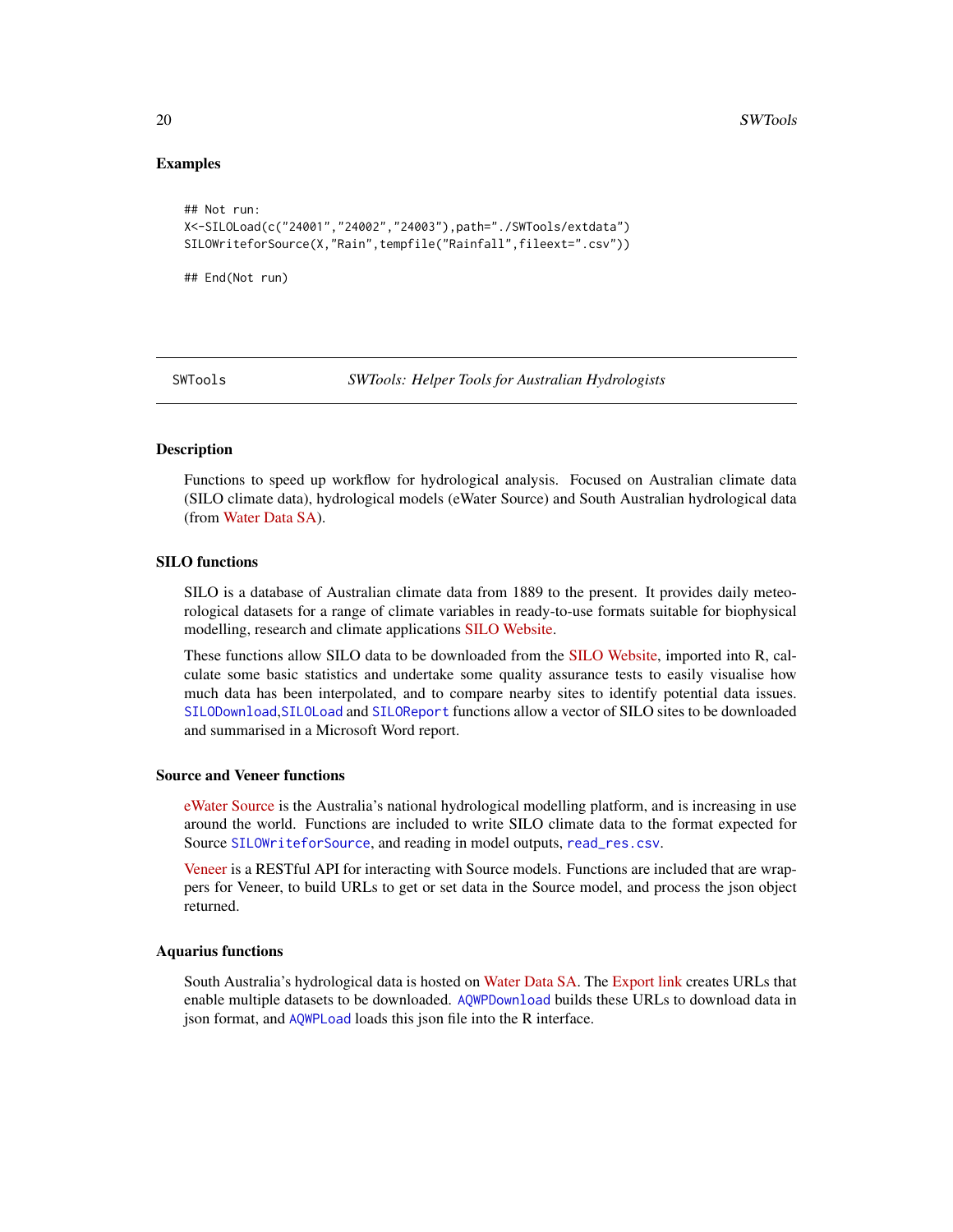### Examples

```
## Not run:
X<-SILOLoad(c("24001","24002","24003"),path="./SWTools/extdata")
SILOWriteforSource(X,"Rain",tempfile("Rainfall",fileext=".csv"))

## End(Not run)
```

---

## SWTools — *SWTools: Helper Tools for Australian Hydrologists*

---

### Description

Functions to speed up workflow for hydrological analysis. Focused on Australian climate data (SILO climate data), hydrological models (eWater Source) and South Australian hydrological data (from Water Data SA).

### SILO functions

SILO is a database of Australian climate data from 1889 to the present. It provides daily meteorological datasets for a range of climate variables in ready-to-use formats suitable for biophysical modelling, research and climate applications SILO Website.

These functions allow SILO data to be downloaded from the SILO Website, imported into R, calculate some basic statistics and undertake some quality assurance tests to easily visualise how much data has been interpolated, and to compare nearby sites to identify potential data issues. `SILODownload`,`SILOLoad` and `SILOReport` functions allow a vector of SILO sites to be downloaded and summarised in a Microsoft Word report.

### Source and Veneer functions

eWater Source is the Australia's national hydrological modelling platform, and is increasing in use around the world. Functions are included to write SILO climate data to the format expected for Source `SILOWriteforSource`, and reading in model outputs, `read_res.csv`.

Veneer is a RESTful API for interacting with Source models. Functions are included that are wrappers for Veneer, to build URLs to get or set data in the Source model, and process the json object returned.

### Aquarius functions

South Australia's hydrological data is hosted on Water Data SA. The Export link creates URLs that enable multiple datasets to be downloaded. `AQWPDownload` builds these URLs to download data in json format, and `AQWPLoad` loads this json file into the R interface.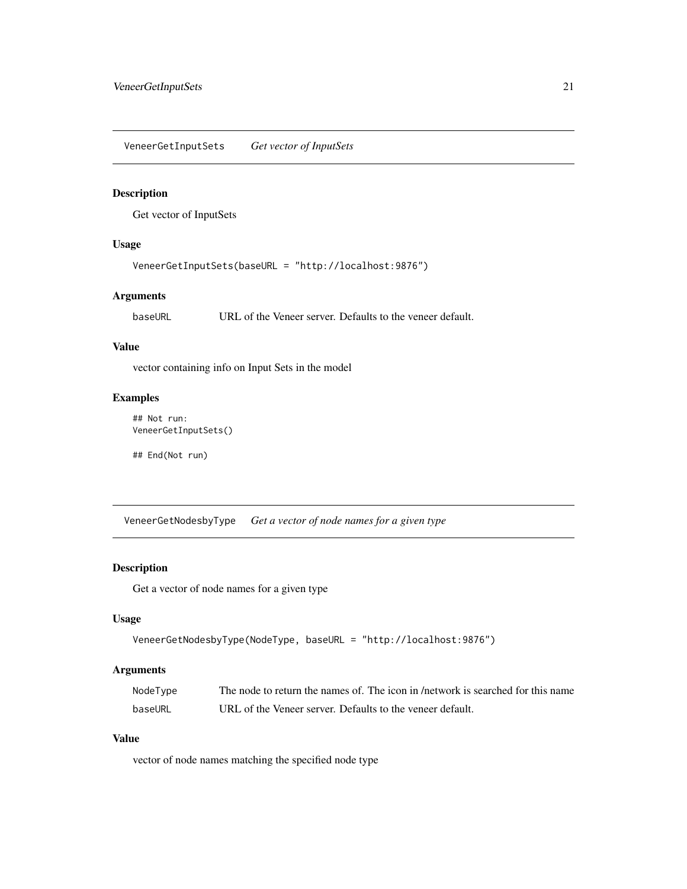## VeneerGetInputSets — *Get vector of InputSets*

### Description

Get vector of InputSets

### Usage

```
VeneerGetInputSets(baseURL = "http://localhost:9876")
```

### Arguments

| | |
|---|---|
| baseURL | URL of the Veneer server. Defaults to the veneer default. |

### Value

vector containing info on Input Sets in the model

### Examples

```
## Not run:
VeneerGetInputSets()

## End(Not run)
```

## VeneerGetNodesbyType — *Get a vector of node names for a given type*

### Description

Get a vector of node names for a given type

### Usage

```
VeneerGetNodesbyType(NodeType, baseURL = "http://localhost:9876")
```

### Arguments

| | |
|---|---|
| NodeType | The node to return the names of. The icon in /network is searched for this name |
| baseURL | URL of the Veneer server. Defaults to the veneer default. |

### Value

vector of node names matching the specified node type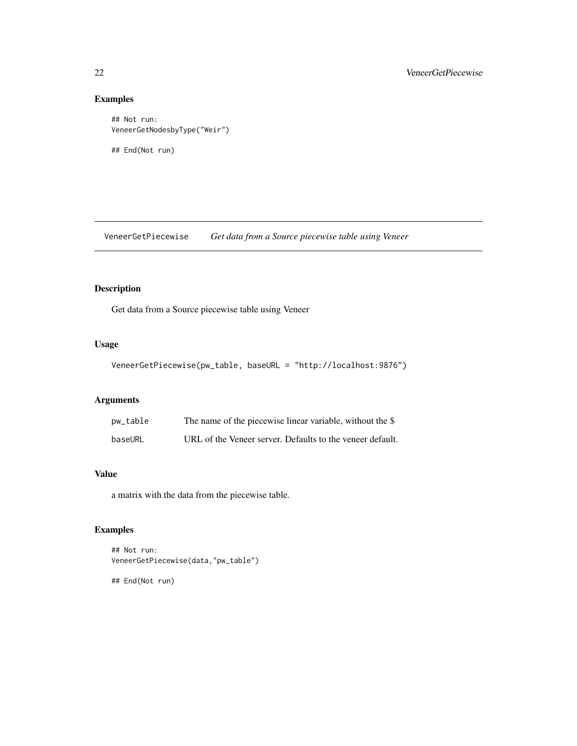## Examples

```
## Not run:
VeneerGetNodesbyType("Weir")

## End(Not run)
```

---

# VeneerGetPiecewise *Get data from a Source piecewise table using Veneer*

---

## Description

Get data from a Source piecewise table using Veneer

## Usage

```
VeneerGetPiecewise(pw_table, baseURL = "http://localhost:9876")
```

## Arguments

| | |
|---|---|
| pw_table | The name of the piecewise linear variable, without the $ |
| baseURL | URL of the Veneer server. Defaults to the veneer default. |

## Value

a matrix with the data from the piecewise table.

## Examples

```
## Not run:
VeneerGetPiecewise(data,"pw_table")

## End(Not run)
```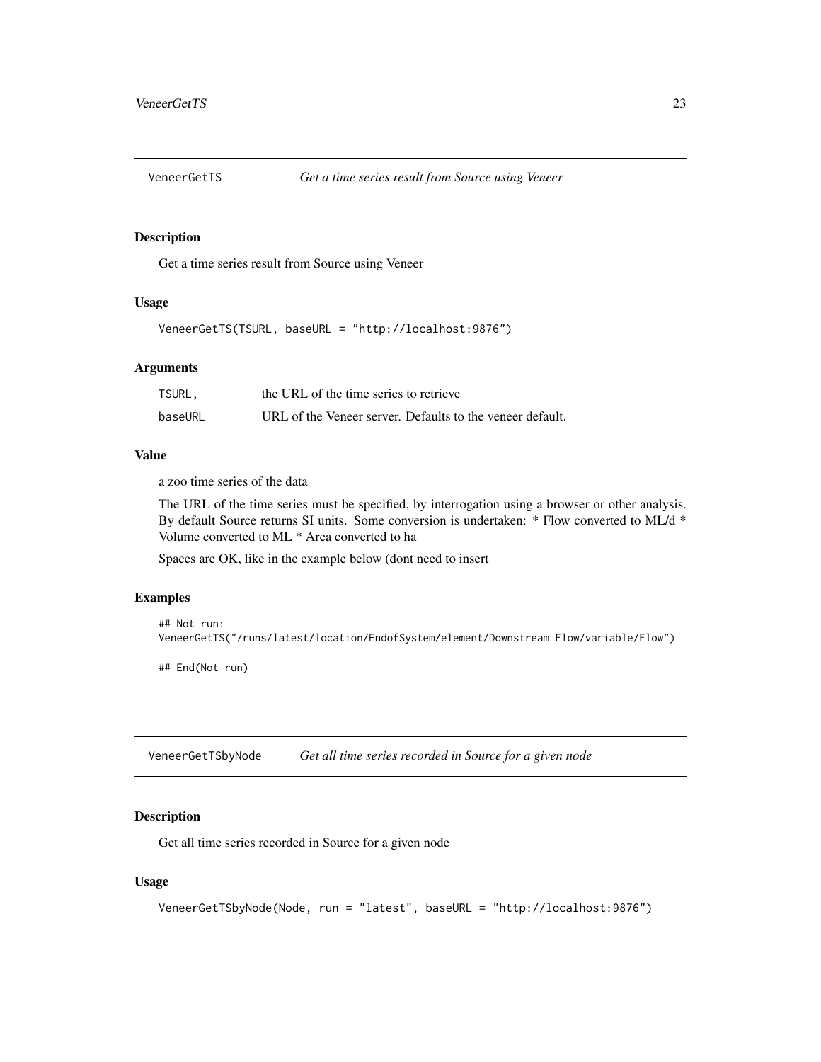## VeneerGetTS — *Get a time series result from Source using Veneer*

### Description

Get a time series result from Source using Veneer

### Usage

```
VeneerGetTS(TSURL, baseURL = "http://localhost:9876")
```

### Arguments

| | |
|---|---|
| TSURL, | the URL of the time series to retrieve |
| baseURL | URL of the Veneer server. Defaults to the veneer default. |

### Value

a zoo time series of the data

The URL of the time series must be specified, by interrogation using a browser or other analysis. By default Source returns SI units. Some conversion is undertaken: * Flow converted to ML/d * Volume converted to ML * Area converted to ha

Spaces are OK, like in the example below (dont need to insert

### Examples

```
## Not run:
VeneerGetTS("/runs/latest/location/EndofSystem/element/Downstream Flow/variable/Flow")

## End(Not run)
```

## VeneerGetTSbyNode — *Get all time series recorded in Source for a given node*

### Description

Get all time series recorded in Source for a given node

### Usage

```
VeneerGetTSbyNode(Node, run = "latest", baseURL = "http://localhost:9876")
```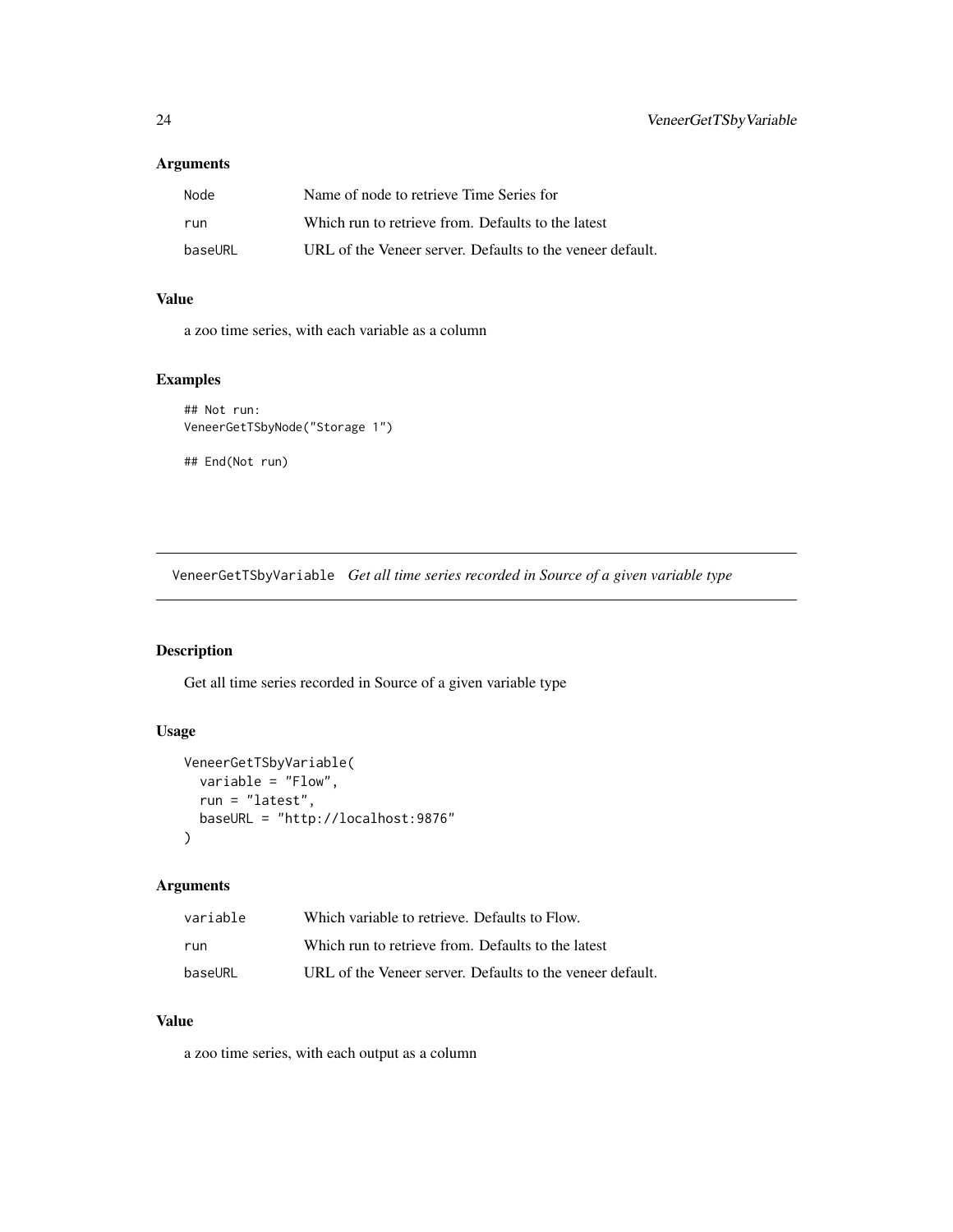### Arguments

| | |
|---|---|
| `Node` | Name of node to retrieve Time Series for |
| `run` | Which run to retrieve from. Defaults to the latest |
| `baseURL` | URL of the Veneer server. Defaults to the veneer default. |

### Value

a zoo time series, with each variable as a column

### Examples

```
## Not run:
VeneerGetTSbyNode("Storage 1")

## End(Not run)
```

---

## VeneerGetTSbyVariable *Get all time series recorded in Source of a given variable type*

---

### Description

Get all time series recorded in Source of a given variable type

### Usage

```
VeneerGetTSbyVariable(
  variable = "Flow",
  run = "latest",
  baseURL = "http://localhost:9876"
)
```

### Arguments

| | |
|---|---|
| `variable` | Which variable to retrieve. Defaults to Flow. |
| `run` | Which run to retrieve from. Defaults to the latest |
| `baseURL` | URL of the Veneer server. Defaults to the veneer default. |

### Value

a zoo time series, with each output as a column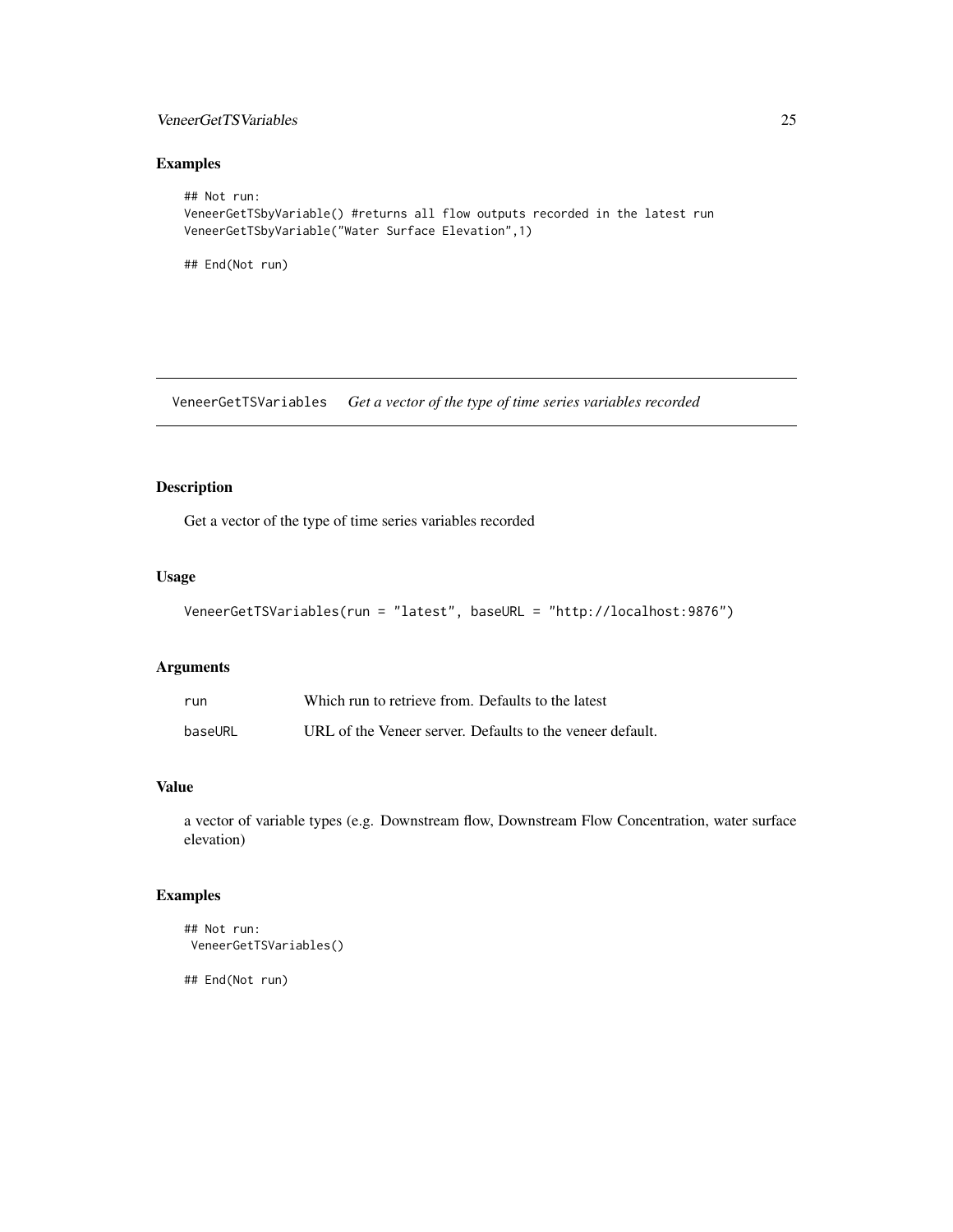## Examples

```
## Not run:
VeneerGetTSbyVariable() #returns all flow outputs recorded in the latest run
VeneerGetTSbyVariable("Water Surface Elevation",1)

## End(Not run)
```

# VeneerGetTSVariables *Get a vector of the type of time series variables recorded*

## Description

Get a vector of the type of time series variables recorded

## Usage

```
VeneerGetTSVariables(run = "latest", baseURL = "http://localhost:9876")
```

## Arguments

| | |
|---|---|
| run | Which run to retrieve from. Defaults to the latest |
| baseURL | URL of the Veneer server. Defaults to the veneer default. |

## Value

a vector of variable types (e.g. Downstream flow, Downstream Flow Concentration, water surface elevation)

## Examples

```
## Not run:
 VeneerGetTSVariables()

## End(Not run)
```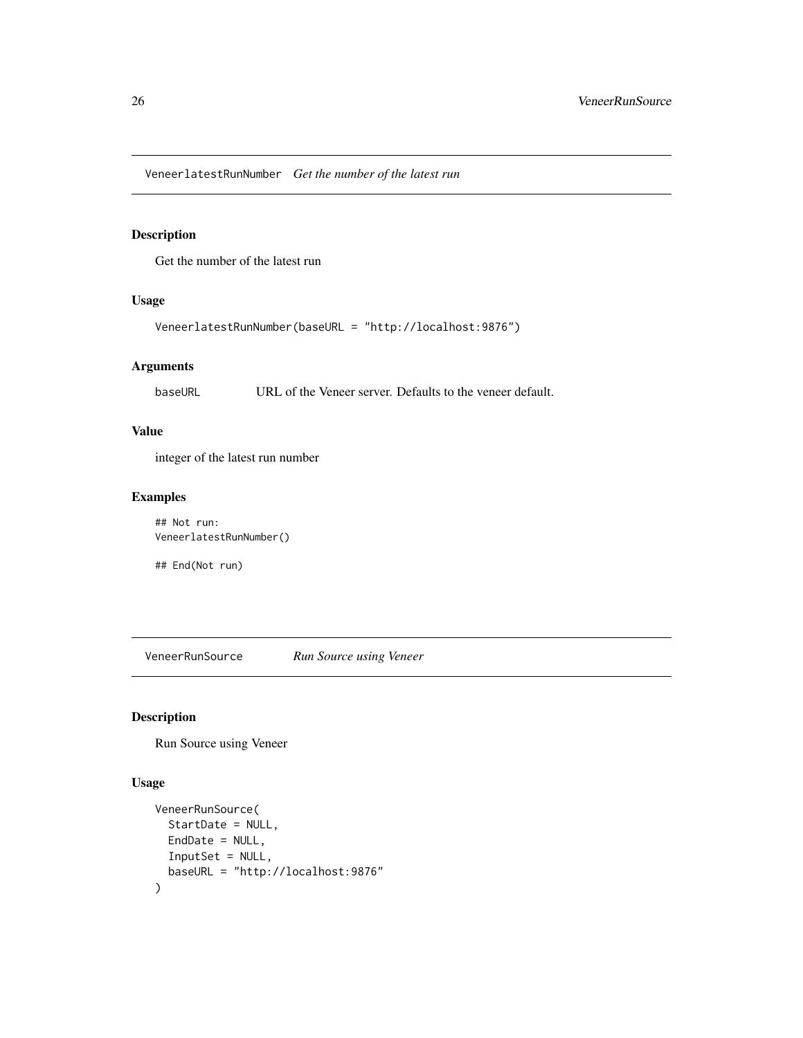## VeneerlatestRunNumber *Get the number of the latest run*

### Description

Get the number of the latest run

### Usage

```
VeneerlatestRunNumber(baseURL = "http://localhost:9876")
```

### Arguments

| | |
|---|---|
| baseURL | URL of the Veneer server. Defaults to the veneer default. |

### Value

integer of the latest run number

### Examples

```
## Not run:
VeneerlatestRunNumber()

## End(Not run)
```

## VeneerRunSource *Run Source using Veneer*

### Description

Run Source using Veneer

### Usage

```
VeneerRunSource(
  StartDate = NULL,
  EndDate = NULL,
  InputSet = NULL,
  baseURL = "http://localhost:9876"
)
```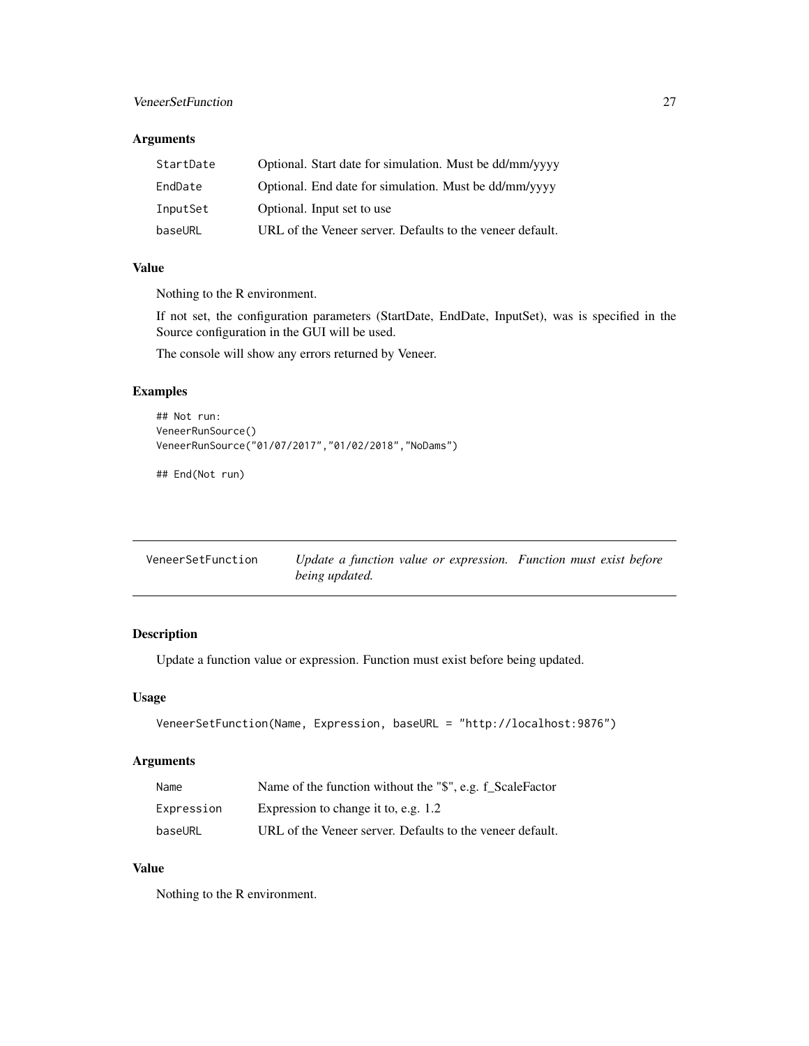### Arguments

| | |
|---|---|
| `StartDate` | Optional. Start date for simulation. Must be dd/mm/yyyy |
| `EndDate` | Optional. End date for simulation. Must be dd/mm/yyyy |
| `InputSet` | Optional. Input set to use |
| `baseURL` | URL of the Veneer server. Defaults to the veneer default. |

### Value

Nothing to the R environment.

If not set, the configuration parameters (StartDate, EndDate, InputSet), was is specified in the Source configuration in the GUI will be used.

The console will show any errors returned by Veneer.

### Examples

```
## Not run:
VeneerRunSource()
VeneerRunSource("01/07/2017","01/02/2018","NoDams")

## End(Not run)
```

---

## VeneerSetFunction &nbsp;&nbsp;&nbsp; *Update a function value or expression. Function must exist before being updated.*

---

### Description

Update a function value or expression. Function must exist before being updated.

### Usage

```
VeneerSetFunction(Name, Expression, baseURL = "http://localhost:9876")
```

### Arguments

| | |
|---|---|
| `Name` | Name of the function without the "$", e.g. f_ScaleFactor |
| `Expression` | Expression to change it to, e.g. 1.2 |
| `baseURL` | URL of the Veneer server. Defaults to the veneer default. |

### Value

Nothing to the R environment.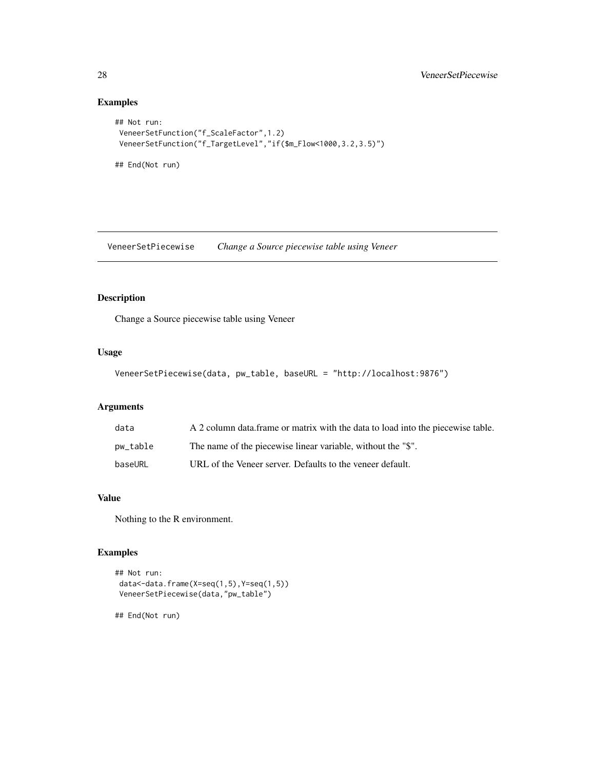## Examples

```
## Not run:
 VeneerSetFunction("f_ScaleFactor",1.2)
 VeneerSetFunction("f_TargetLevel","if($m_Flow<1000,3.2,3.5)")

## End(Not run)
```

---

# VeneerSetPiecewise *Change a Source piecewise table using Veneer*

## Description

Change a Source piecewise table using Veneer

## Usage

```
VeneerSetPiecewise(data, pw_table, baseURL = "http://localhost:9876")
```

## Arguments

| | |
|---|---|
| `data` | A 2 column data.frame or matrix with the data to load into the piecewise table. |
| `pw_table` | The name of the piecewise linear variable, without the "$". |
| `baseURL` | URL of the Veneer server. Defaults to the veneer default. |

## Value

Nothing to the R environment.

## Examples

```
## Not run:
 data<-data.frame(X=seq(1,5),Y=seq(1,5))
 VeneerSetPiecewise(data,"pw_table")

## End(Not run)
```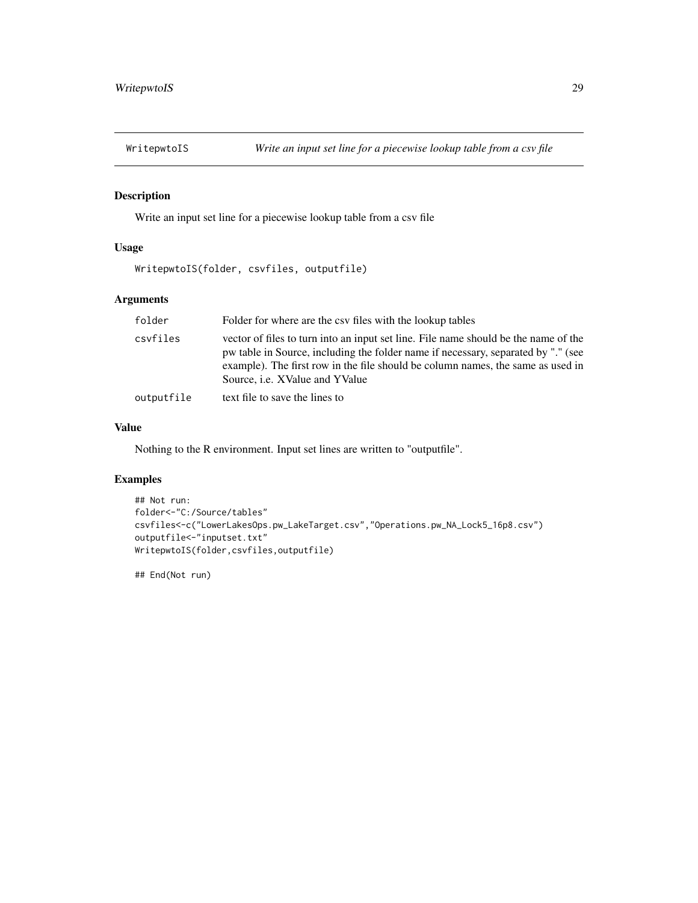WritepwtoIS &nbsp;&nbsp;&nbsp; *Write an input set line for a piecewise lookup table from a csv file*

## Description

Write an input set line for a piecewise lookup table from a csv file

## Usage

```
WritepwtoIS(folder, csvfiles, outputfile)
```

## Arguments

| | |
|---|---|
| `folder` | Folder for where are the csv files with the lookup tables |
| `csvfiles` | vector of files to turn into an input set line. File name should be the name of the pw table in Source, including the folder name if necessary, separated by "." (see example). The first row in the file should be column names, the same as used in Source, i.e. XValue and YValue |
| `outputfile` | text file to save the lines to |

## Value

Nothing to the R environment. Input set lines are written to "outputfile".

## Examples

```
## Not run:
folder<-"C:/Source/tables"
csvfiles<-c("LowerLakesOps.pw_LakeTarget.csv","Operations.pw_NA_Lock5_16p8.csv")
outputfile<-"inputset.txt"
WritepwtoIS(folder,csvfiles,outputfile)

## End(Not run)
```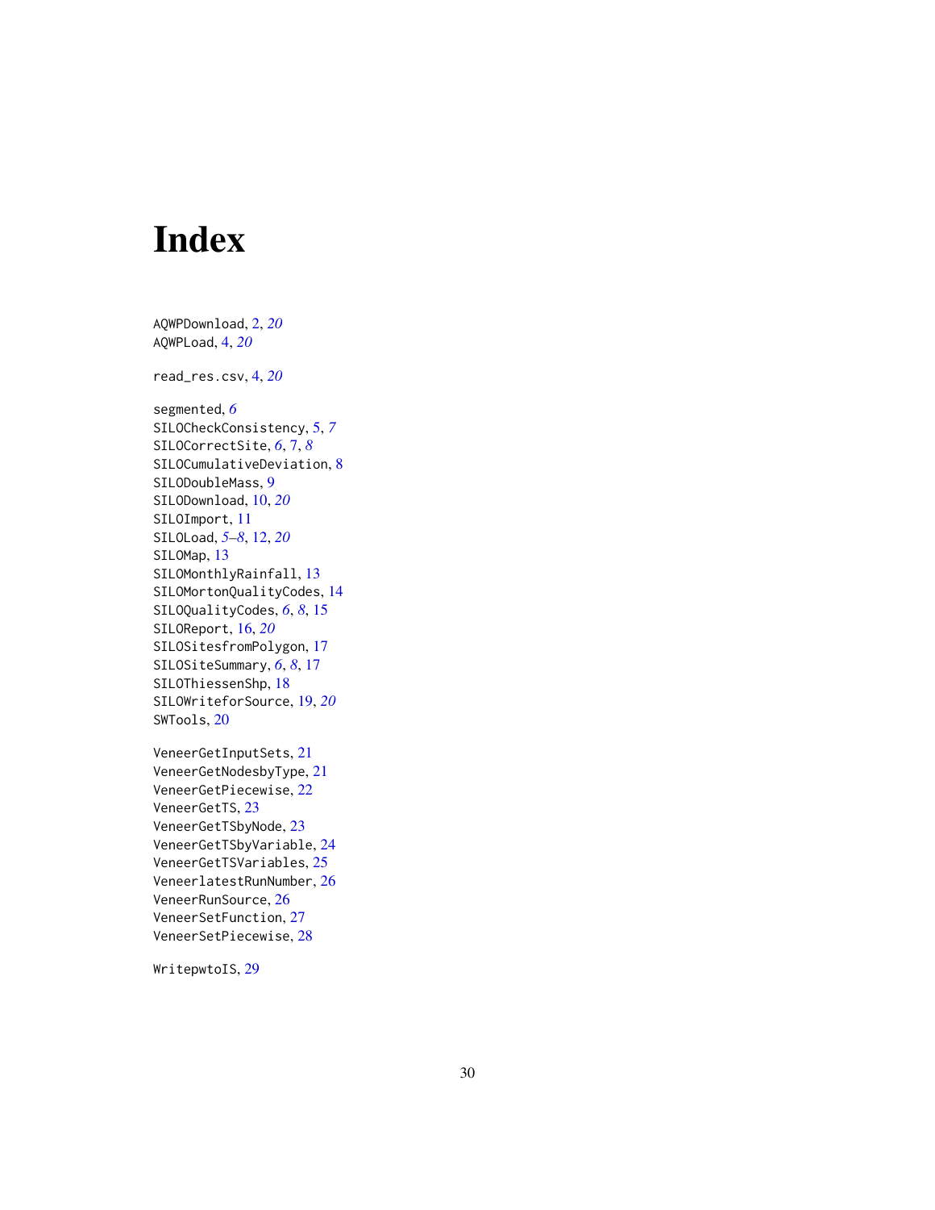# Index

AQWPDownload, 2, *20*
AQWPLoad, 4, *20*

read_res.csv, 4, *20*

segmented, *6*
SILOCheckConsistency, 5, *7*
SILOCorrectSite, *6*, 7, *8*
SILOCumulativeDeviation, 8
SILODoubleMass, 9
SILODownload, 10, *20*
SILOImport, 11
SILOLoad, *5–8*, 12, *20*
SILOMap, 13
SILOMonthlyRainfall, 13
SILOMortonQualityCodes, 14
SILOQualityCodes, *6*, *8*, 15
SILOReport, 16, *20*
SILOSitesfromPolygon, 17
SILOSiteSummary, *6*, *8*, 17
SILOThiessenShp, 18
SILOWriteforSource, 19, *20*
SWTools, 20

VeneerGetInputSets, 21
VeneerGetNodesbyType, 21
VeneerGetPiecewise, 22
VeneerGetTS, 23
VeneerGetTSbyNode, 23
VeneerGetTSbyVariable, 24
VeneerGetTSVariables, 25
VeneerlatestRunNumber, 26
VeneerRunSource, 26
VeneerSetFunction, 27
VeneerSetPiecewise, 28

WritepwtoIS, 29